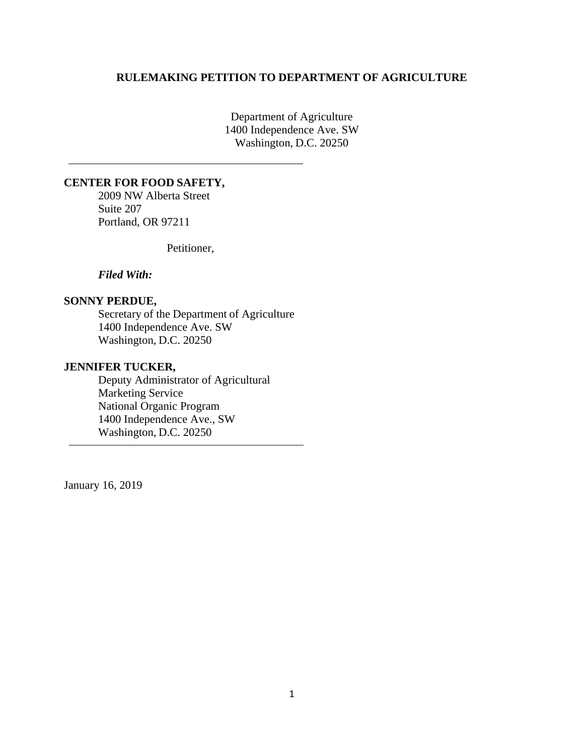**RULEMAKING PETITION TO DEPARTMENT OF AGRICULTURE**

Department of Agriculture
1400 Independence Ave. SW
Washington, D.C. 20250

---

**CENTER FOR FOOD SAFETY,**
2009 NW Alberta Street
Suite 207
Portland, OR 97211

Petitioner,

***Filed With:***

**SONNY PERDUE,**
Secretary of the Department of Agriculture
1400 Independence Ave. SW
Washington, D.C. 20250

**JENNIFER TUCKER,**
Deputy Administrator of Agricultural
Marketing Service
National Organic Program
1400 Independence Ave., SW
Washington, D.C. 20250

---

January 16, 2019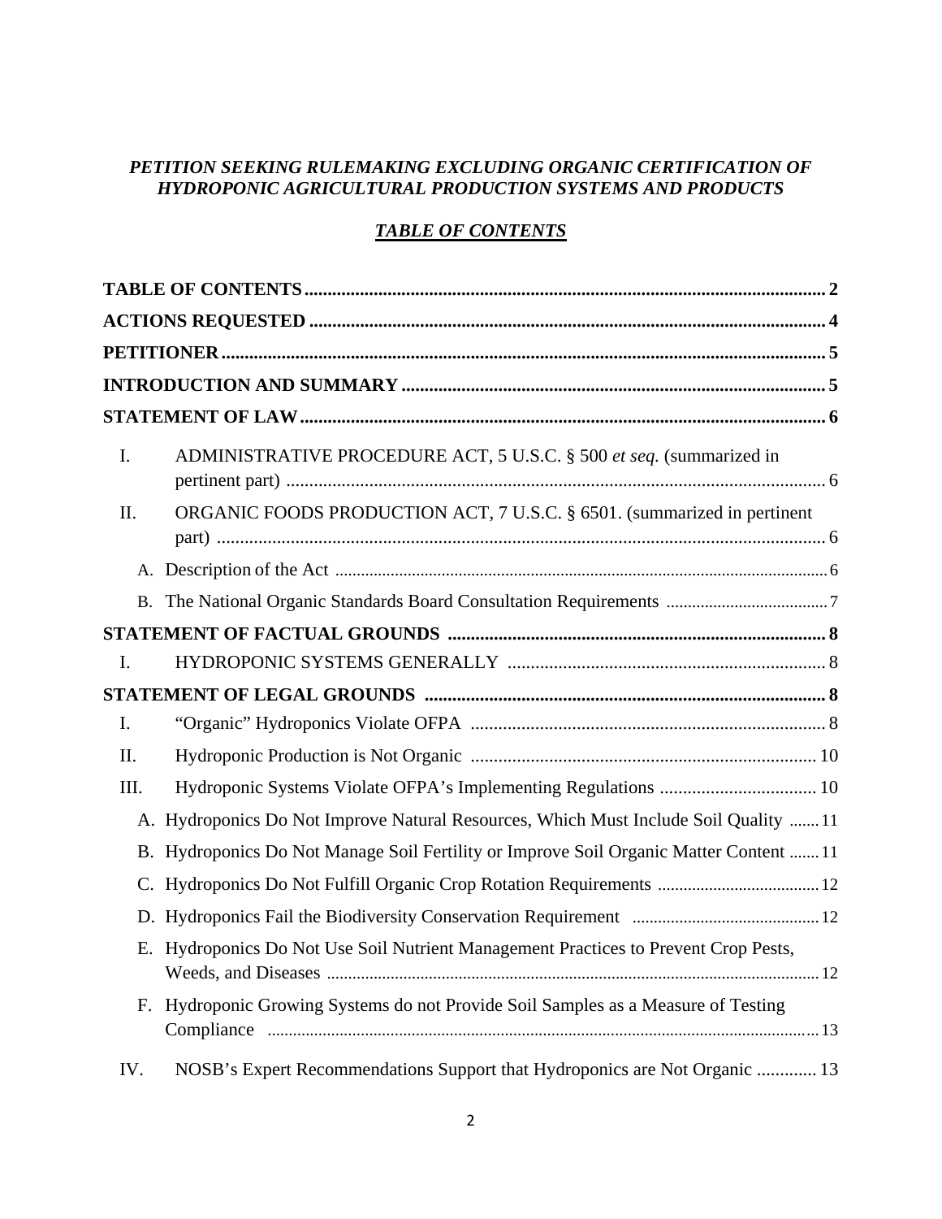***PETITION SEEKING RULEMAKING EXCLUDING ORGANIC CERTIFICATION OF HYDROPONIC AGRICULTURAL PRODUCTION SYSTEMS AND PRODUCTS***

***TABLE OF CONTENTS***

**TABLE OF CONTENTS** .......... 2

**ACTIONS REQUESTED** .......... 4

**PETITIONER** .......... 5

**INTRODUCTION AND SUMMARY** .......... 5

**STATEMENT OF LAW** .......... 6

- I. ADMINISTRATIVE PROCEDURE ACT, 5 U.S.C. § 500 *et seq.* (summarized in pertinent part) .......... 6
- II. ORGANIC FOODS PRODUCTION ACT, 7 U.S.C. § 6501. (summarized in pertinent part) .......... 6
  - A. Description of the Act .......... 6
  - B. The National Organic Standards Board Consultation Requirements .......... 7

**STATEMENT OF FACTUAL GROUNDS** .......... 8

- I. HYDROPONIC SYSTEMS GENERALLY .......... 8

**STATEMENT OF LEGAL GROUNDS** .......... 8

- I. "Organic" Hydroponics Violate OFPA .......... 8
- II. Hydroponic Production is Not Organic .......... 10
- III. Hydroponic Systems Violate OFPA's Implementing Regulations .......... 10
  - A. Hydroponics Do Not Improve Natural Resources, Which Must Include Soil Quality .......... 11
  - B. Hydroponics Do Not Manage Soil Fertility or Improve Soil Organic Matter Content .......... 11
  - C. Hydroponics Do Not Fulfill Organic Crop Rotation Requirements .......... 12
  - D. Hydroponics Fail the Biodiversity Conservation Requirement .......... 12
  - E. Hydroponics Do Not Use Soil Nutrient Management Practices to Prevent Crop Pests, Weeds, and Diseases .......... 12
  - F. Hydroponic Growing Systems do not Provide Soil Samples as a Measure of Testing Compliance .......... 13
- IV. NOSB's Expert Recommendations Support that Hydroponics are Not Organic .......... 13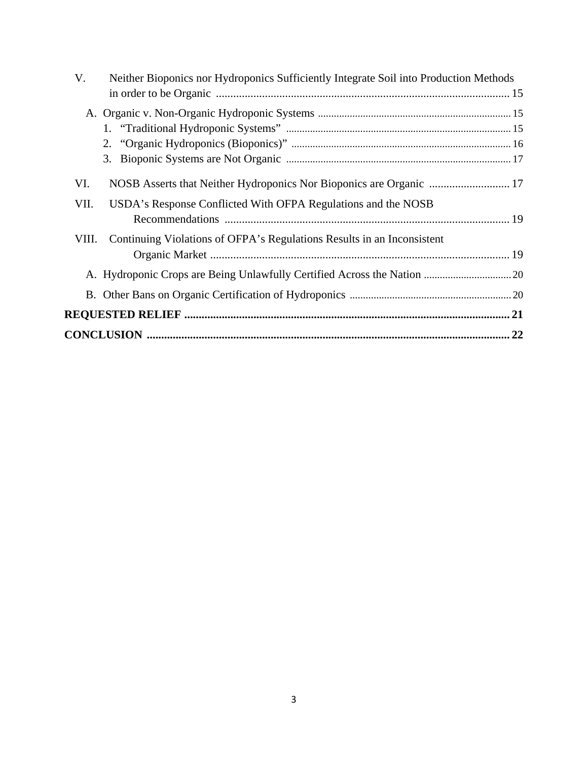V. Neither Bioponics nor Hydroponics Sufficiently Integrate Soil into Production Methods in order to be Organic ........................................................................................................ 15

- A. Organic v. Non-Organic Hydroponic Systems ........................................................................ 15
  1. "Traditional Hydroponic Systems" .................................................................................... 15
  2. "Organic Hydroponics (Bioponics)" .................................................................................. 16
  3. Bioponic Systems are Not Organic .................................................................................... 17

VI. NOSB Asserts that Neither Hydroponics Nor Bioponics are Organic ............................ 17

VII. USDA's Response Conflicted With OFPA Regulations and the NOSB Recommendations ................................................................................................... 19

VIII. Continuing Violations of OFPA's Regulations Results in an Inconsistent Organic Market ........................................................................................................ 19

- A. Hydroponic Crops are Being Unlawfully Certified Across the Nation ................................. 20
- B. Other Bans on Organic Certification of Hydroponics ............................................................ 20

**REQUESTED RELIEF ................................................................................................................ 21**

**CONCLUSION ............................................................................................................................ 22**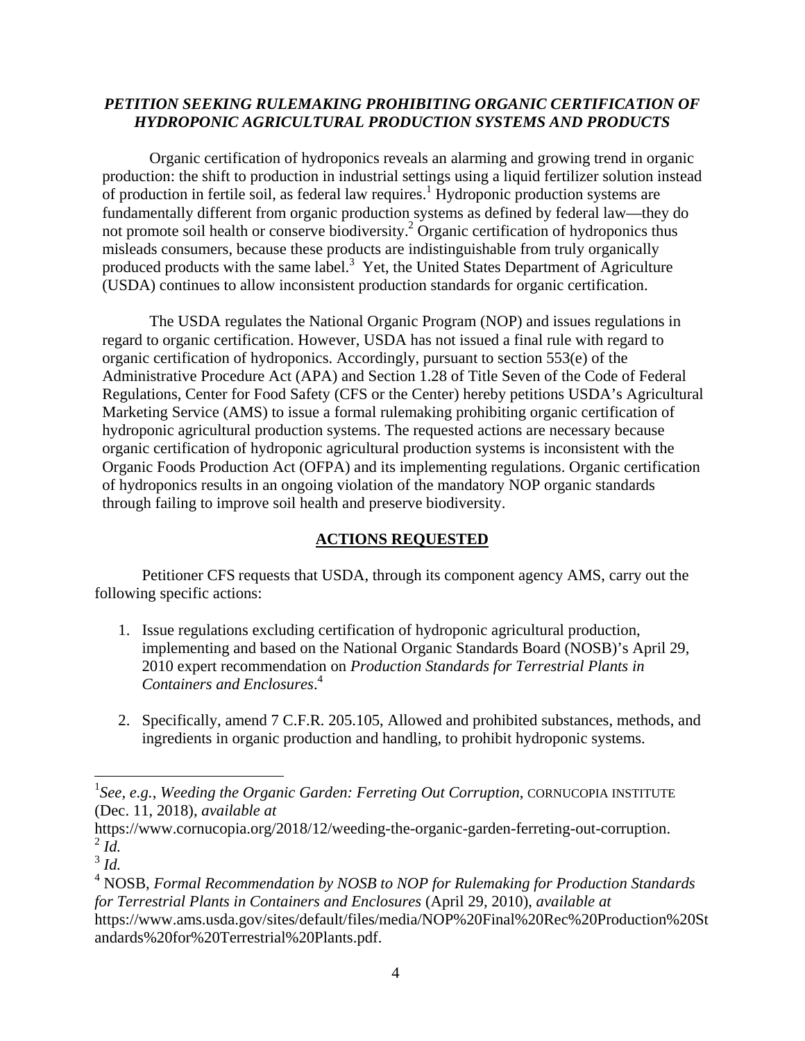***PETITION SEEKING RULEMAKING PROHIBITING ORGANIC CERTIFICATION OF HYDROPONIC AGRICULTURAL PRODUCTION SYSTEMS AND PRODUCTS***

Organic certification of hydroponics reveals an alarming and growing trend in organic production: the shift to production in industrial settings using a liquid fertilizer solution instead of production in fertile soil, as federal law requires.[1] Hydroponic production systems are fundamentally different from organic production systems as defined by federal law—they do not promote soil health or conserve biodiversity.[2] Organic certification of hydroponics thus misleads consumers, because these products are indistinguishable from truly organically produced products with the same label.[3] Yet, the United States Department of Agriculture (USDA) continues to allow inconsistent production standards for organic certification.

The USDA regulates the National Organic Program (NOP) and issues regulations in regard to organic certification. However, USDA has not issued a final rule with regard to organic certification of hydroponics. Accordingly, pursuant to section 553(e) of the Administrative Procedure Act (APA) and Section 1.28 of Title Seven of the Code of Federal Regulations, Center for Food Safety (CFS or the Center) hereby petitions USDA's Agricultural Marketing Service (AMS) to issue a formal rulemaking prohibiting organic certification of hydroponic agricultural production systems. The requested actions are necessary because organic certification of hydroponic agricultural production systems is inconsistent with the Organic Foods Production Act (OFPA) and its implementing regulations. Organic certification of hydroponics results in an ongoing violation of the mandatory NOP organic standards through failing to improve soil health and preserve biodiversity.

## **ACTIONS REQUESTED**

Petitioner CFS requests that USDA, through its component agency AMS, carry out the following specific actions:

1. Issue regulations excluding certification of hydroponic agricultural production, implementing and based on the National Organic Standards Board (NOSB)'s April 29, 2010 expert recommendation on *Production Standards for Terrestrial Plants in Containers and Enclosures*.[4]

2. Specifically, amend 7 C.F.R. 205.105, Allowed and prohibited substances, methods, and ingredients in organic production and handling, to prohibit hydroponic systems.

---

[1] *See*, *e.g.*, *Weeding the Organic Garden: Ferreting Out Corruption*, CORNUCOPIA INSTITUTE (Dec. 11, 2018), *available at* https://www.cornucopia.org/2018/12/weeding-the-organic-garden-ferreting-out-corruption.

[2] *Id.*

[3] *Id.*

[4] NOSB, *Formal Recommendation by NOSB to NOP for Rulemaking for Production Standards for Terrestrial Plants in Containers and Enclosures* (April 29, 2010), *available at* https://www.ams.usda.gov/sites/default/files/media/NOP%20Final%20Rec%20Production%20Standards%20for%20Terrestrial%20Plants.pdf.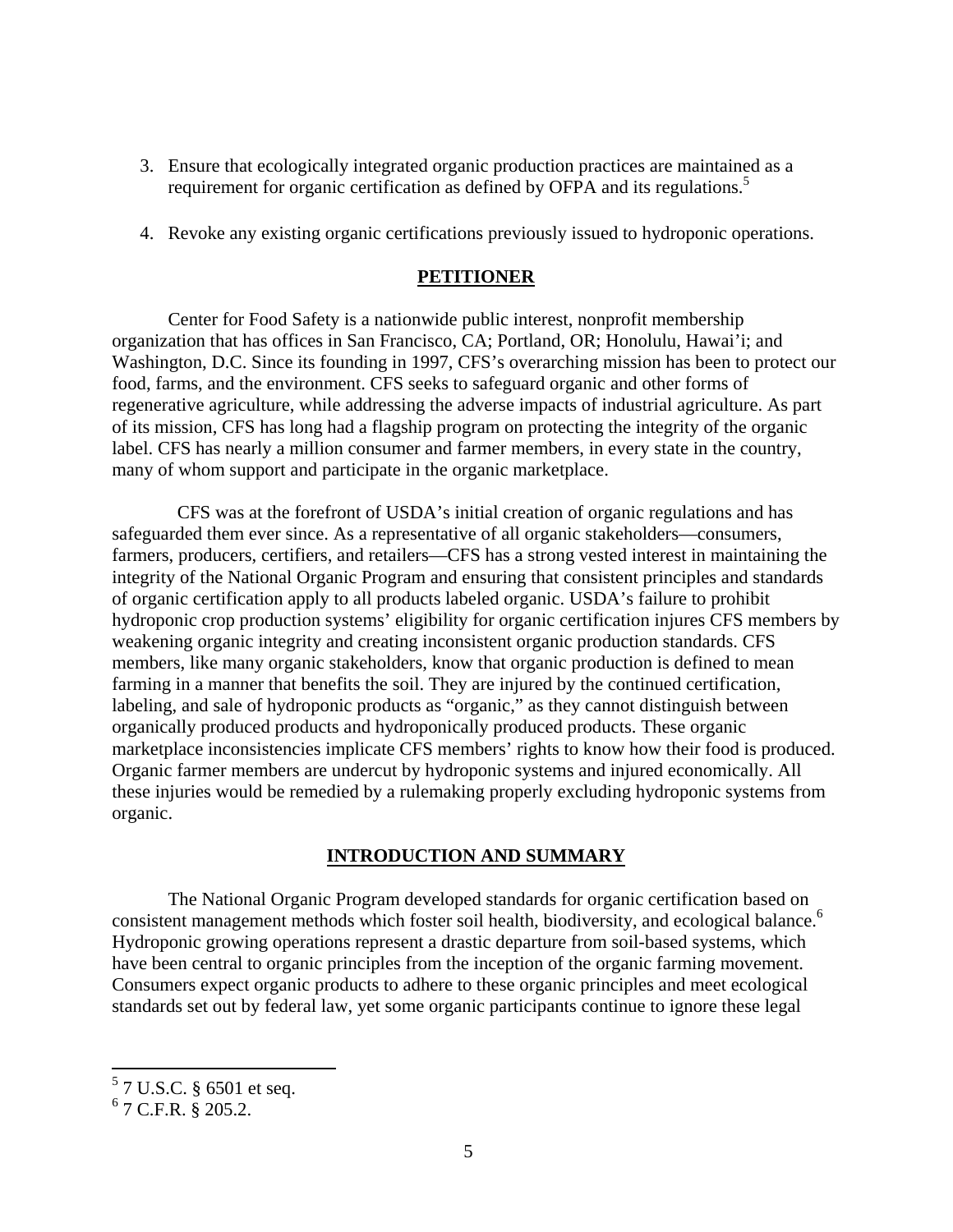3. Ensure that ecologically integrated organic production practices are maintained as a requirement for organic certification as defined by OFPA and its regulations.[5]

4. Revoke any existing organic certifications previously issued to hydroponic operations.

## PETITIONER

Center for Food Safety is a nationwide public interest, nonprofit membership organization that has offices in San Francisco, CA; Portland, OR; Honolulu, Hawai'i; and Washington, D.C. Since its founding in 1997, CFS's overarching mission has been to protect our food, farms, and the environment. CFS seeks to safeguard organic and other forms of regenerative agriculture, while addressing the adverse impacts of industrial agriculture. As part of its mission, CFS has long had a flagship program on protecting the integrity of the organic label. CFS has nearly a million consumer and farmer members, in every state in the country, many of whom support and participate in the organic marketplace.

CFS was at the forefront of USDA's initial creation of organic regulations and has safeguarded them ever since. As a representative of all organic stakeholders—consumers, farmers, producers, certifiers, and retailers—CFS has a strong vested interest in maintaining the integrity of the National Organic Program and ensuring that consistent principles and standards of organic certification apply to all products labeled organic. USDA's failure to prohibit hydroponic crop production systems' eligibility for organic certification injures CFS members by weakening organic integrity and creating inconsistent organic production standards. CFS members, like many organic stakeholders, know that organic production is defined to mean farming in a manner that benefits the soil. They are injured by the continued certification, labeling, and sale of hydroponic products as "organic," as they cannot distinguish between organically produced products and hydroponically produced products. These organic marketplace inconsistencies implicate CFS members' rights to know how their food is produced. Organic farmer members are undercut by hydroponic systems and injured economically. All these injuries would be remedied by a rulemaking properly excluding hydroponic systems from organic.

## INTRODUCTION AND SUMMARY

The National Organic Program developed standards for organic certification based on consistent management methods which foster soil health, biodiversity, and ecological balance.[6] Hydroponic growing operations represent a drastic departure from soil-based systems, which have been central to organic principles from the inception of the organic farming movement. Consumers expect organic products to adhere to these organic principles and meet ecological standards set out by federal law, yet some organic participants continue to ignore these legal

---

[5] 7 U.S.C. § 6501 et seq.

[6] 7 C.F.R. § 205.2.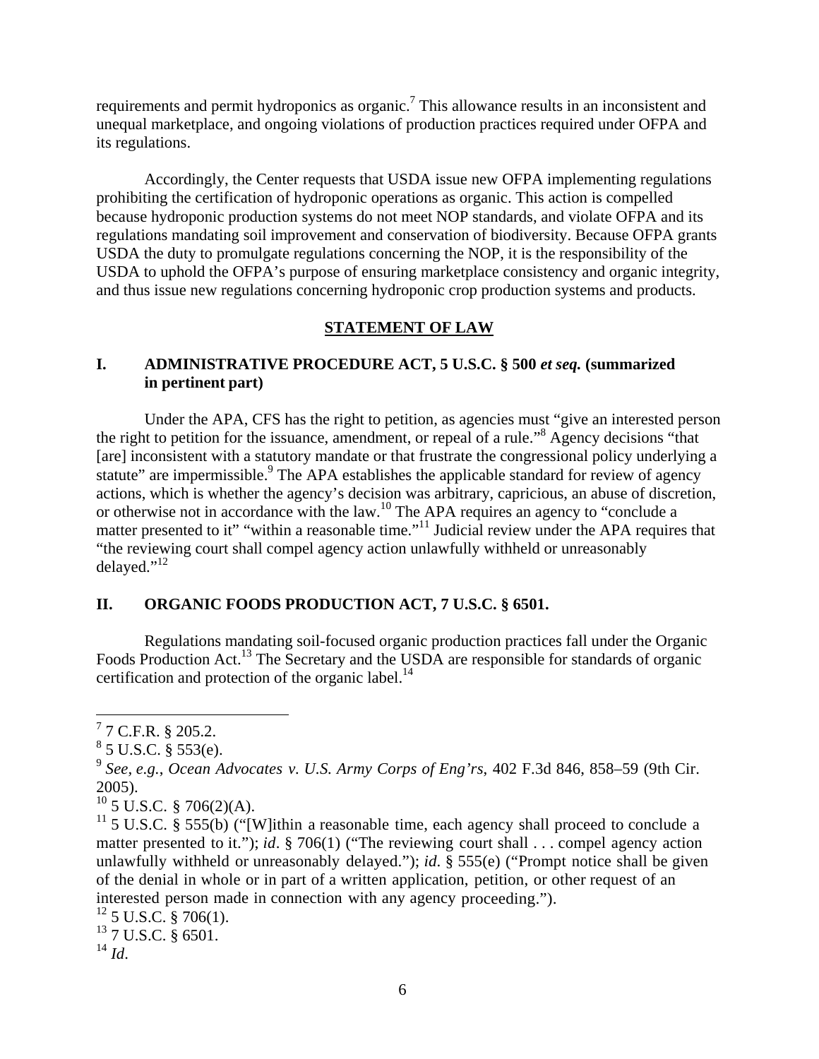requirements and permit hydroponics as organic.[7] This allowance results in an inconsistent and unequal marketplace, and ongoing violations of production practices required under OFPA and its regulations.

Accordingly, the Center requests that USDA issue new OFPA implementing regulations prohibiting the certification of hydroponic operations as organic. This action is compelled because hydroponic production systems do not meet NOP standards, and violate OFPA and its regulations mandating soil improvement and conservation of biodiversity. Because OFPA grants USDA the duty to promulgate regulations concerning the NOP, it is the responsibility of the USDA to uphold the OFPA's purpose of ensuring marketplace consistency and organic integrity, and thus issue new regulations concerning hydroponic crop production systems and products.

## STATEMENT OF LAW

### I. ADMINISTRATIVE PROCEDURE ACT, 5 U.S.C. § 500 *et seq.* (summarized in pertinent part)

Under the APA, CFS has the right to petition, as agencies must "give an interested person the right to petition for the issuance, amendment, or repeal of a rule."[8] Agency decisions "that [are] inconsistent with a statutory mandate or that frustrate the congressional policy underlying a statute" are impermissible.[9] The APA establishes the applicable standard for review of agency actions, which is whether the agency's decision was arbitrary, capricious, an abuse of discretion, or otherwise not in accordance with the law.[10] The APA requires an agency to "conclude a matter presented to it" "within a reasonable time."[11] Judicial review under the APA requires that "the reviewing court shall compel agency action unlawfully withheld or unreasonably delayed."[12]

### II. ORGANIC FOODS PRODUCTION ACT, 7 U.S.C. § 6501.

Regulations mandating soil-focused organic production practices fall under the Organic Foods Production Act.[13] The Secretary and the USDA are responsible for standards of organic certification and protection of the organic label.[14]

---

[7] 7 C.F.R. § 205.2.

[8] 5 U.S.C. § 553(e).

[9] *See, e.g.*, *Ocean Advocates v. U.S. Army Corps of Eng'rs*, 402 F.3d 846, 858–59 (9th Cir. 2005).

[10] 5 U.S.C. § 706(2)(A).

[11] 5 U.S.C. § 555(b) ("[W]ithin a reasonable time, each agency shall proceed to conclude a matter presented to it."); *id*. § 706(1) ("The reviewing court shall . . . compel agency action unlawfully withheld or unreasonably delayed."); *id*. § 555(e) ("Prompt notice shall be given of the denial in whole or in part of a written application, petition, or other request of an interested person made in connection with any agency proceeding.").

[12] 5 U.S.C. § 706(1).

[13] 7 U.S.C. § 6501.

[14] *Id*.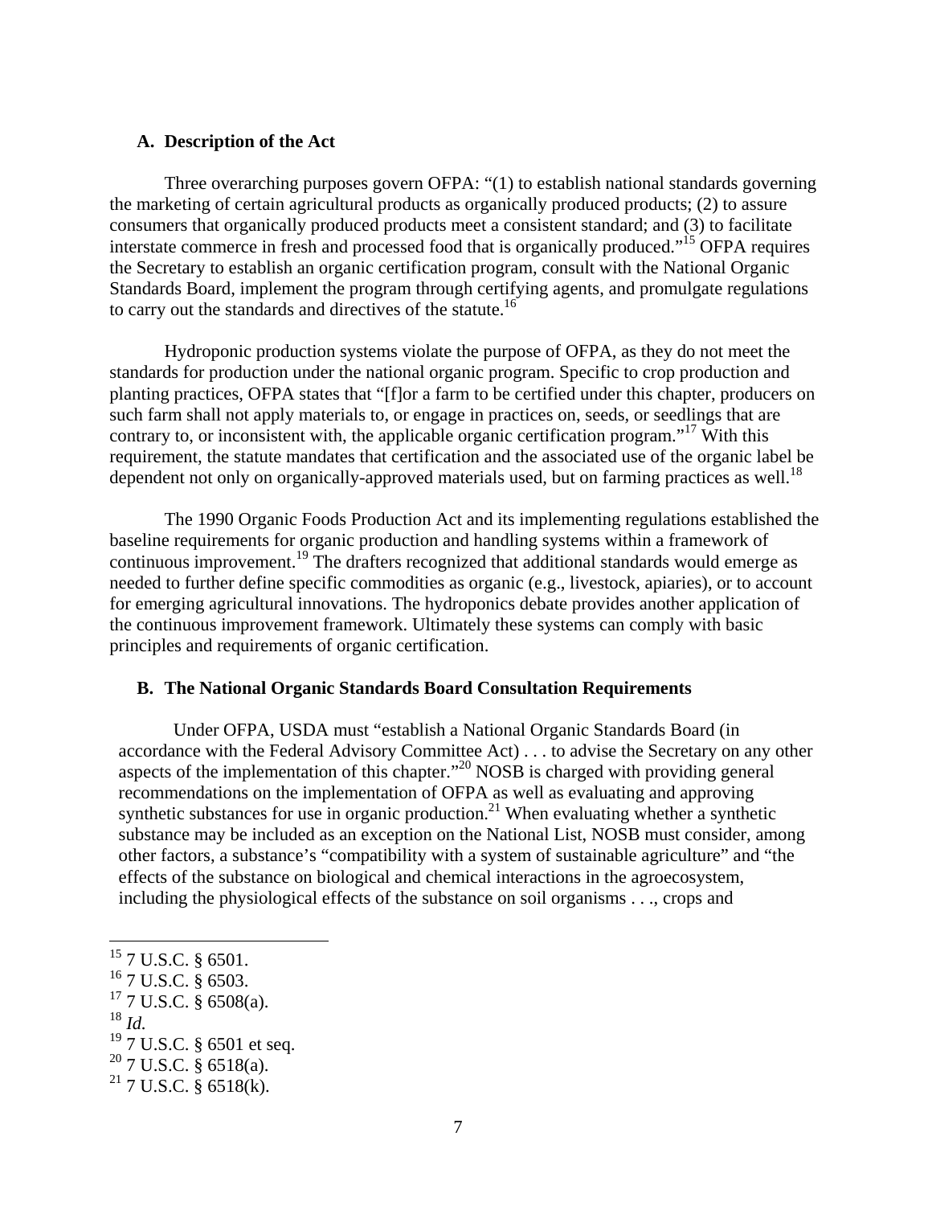### A. Description of the Act

Three overarching purposes govern OFPA: "(1) to establish national standards governing the marketing of certain agricultural products as organically produced products; (2) to assure consumers that organically produced products meet a consistent standard; and (3) to facilitate interstate commerce in fresh and processed food that is organically produced."[15] OFPA requires the Secretary to establish an organic certification program, consult with the National Organic Standards Board, implement the program through certifying agents, and promulgate regulations to carry out the standards and directives of the statute.[16]

Hydroponic production systems violate the purpose of OFPA, as they do not meet the standards for production under the national organic program. Specific to crop production and planting practices, OFPA states that "[f]or a farm to be certified under this chapter, producers on such farm shall not apply materials to, or engage in practices on, seeds, or seedlings that are contrary to, or inconsistent with, the applicable organic certification program."[17] With this requirement, the statute mandates that certification and the associated use of the organic label be dependent not only on organically-approved materials used, but on farming practices as well.[18]

The 1990 Organic Foods Production Act and its implementing regulations established the baseline requirements for organic production and handling systems within a framework of continuous improvement.[19] The drafters recognized that additional standards would emerge as needed to further define specific commodities as organic (e.g., livestock, apiaries), or to account for emerging agricultural innovations. The hydroponics debate provides another application of the continuous improvement framework. Ultimately these systems can comply with basic principles and requirements of organic certification.

### B. The National Organic Standards Board Consultation Requirements

Under OFPA, USDA must "establish a National Organic Standards Board (in accordance with the Federal Advisory Committee Act) . . . to advise the Secretary on any other aspects of the implementation of this chapter."[20] NOSB is charged with providing general recommendations on the implementation of OFPA as well as evaluating and approving synthetic substances for use in organic production.[21] When evaluating whether a synthetic substance may be included as an exception on the National List, NOSB must consider, among other factors, a substance's "compatibility with a system of sustainable agriculture" and "the effects of the substance on biological and chemical interactions in the agroecosystem, including the physiological effects of the substance on soil organisms . . ., crops and

---

[15] 7 U.S.C. § 6501.
[16] 7 U.S.C. § 6503.
[17] 7 U.S.C. § 6508(a).
[18] *Id.*
[19] 7 U.S.C. § 6501 et seq.
[20] 7 U.S.C. § 6518(a).
[21] 7 U.S.C. § 6518(k).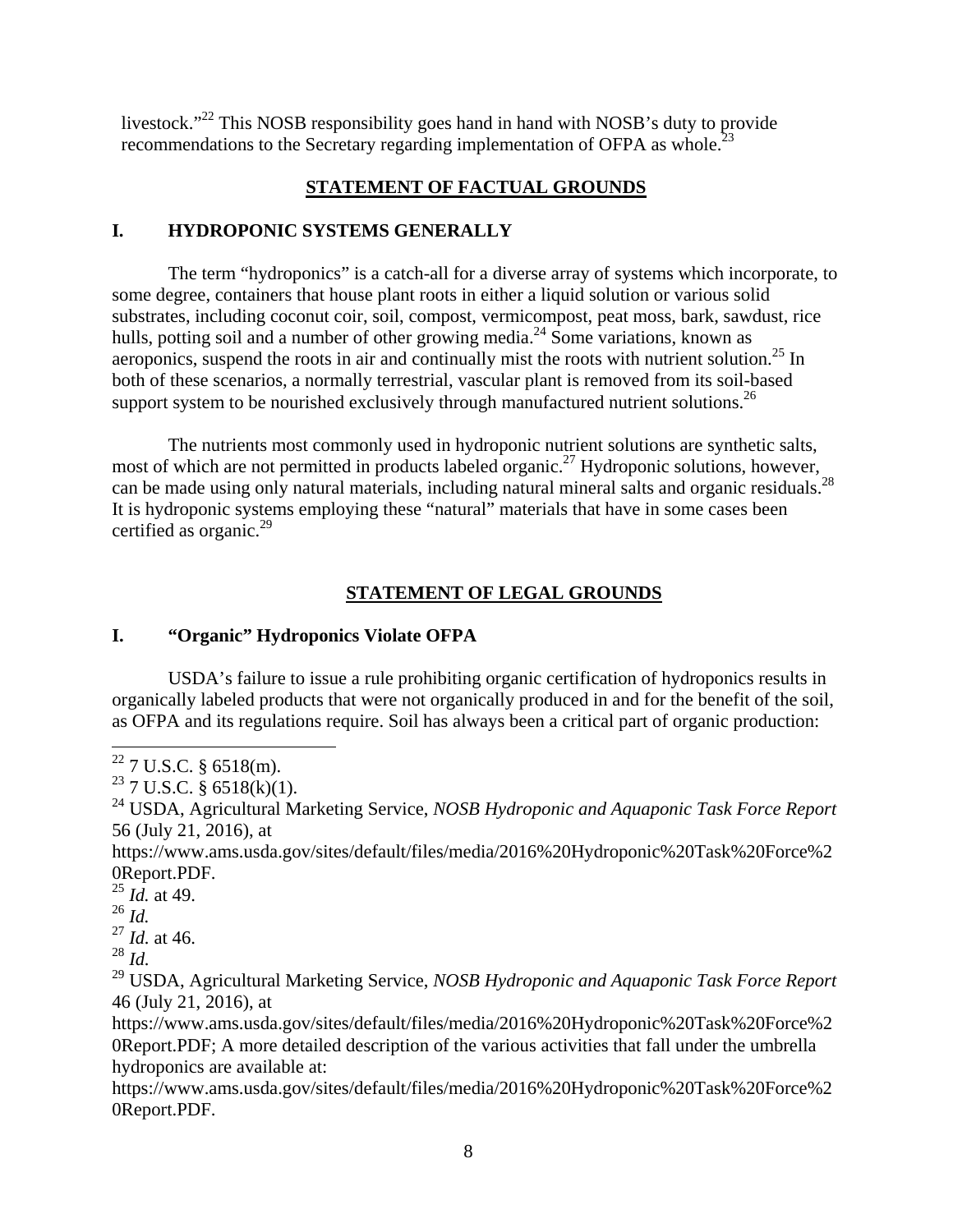livestock."[22] This NOSB responsibility goes hand in hand with NOSB's duty to provide recommendations to the Secretary regarding implementation of OFPA as whole.[23]

## STATEMENT OF FACTUAL GROUNDS

### I. HYDROPONIC SYSTEMS GENERALLY

The term "hydroponics" is a catch-all for a diverse array of systems which incorporate, to some degree, containers that house plant roots in either a liquid solution or various solid substrates, including coconut coir, soil, compost, vermicompost, peat moss, bark, sawdust, rice hulls, potting soil and a number of other growing media.[24] Some variations, known as aeroponics, suspend the roots in air and continually mist the roots with nutrient solution.[25] In both of these scenarios, a normally terrestrial, vascular plant is removed from its soil-based support system to be nourished exclusively through manufactured nutrient solutions.[26]

The nutrients most commonly used in hydroponic nutrient solutions are synthetic salts, most of which are not permitted in products labeled organic.[27] Hydroponic solutions, however, can be made using only natural materials, including natural mineral salts and organic residuals.[28] It is hydroponic systems employing these "natural" materials that have in some cases been certified as organic.[29]

## STATEMENT OF LEGAL GROUNDS

### I. "Organic" Hydroponics Violate OFPA

USDA's failure to issue a rule prohibiting organic certification of hydroponics results in organically labeled products that were not organically produced in and for the benefit of the soil, as OFPA and its regulations require. Soil has always been a critical part of organic production:

---

[22] 7 U.S.C. § 6518(m).

[23] 7 U.S.C. § 6518(k)(1).

[24] USDA, Agricultural Marketing Service, *NOSB Hydroponic and Aquaponic Task Force Report* 56 (July 21, 2016), at https://www.ams.usda.gov/sites/default/files/media/2016%20Hydroponic%20Task%20Force%20Report.PDF.

[25] *Id.* at 49.

[26] *Id.*

[27] *Id*. at 46.

[28] *Id*.

[29] USDA, Agricultural Marketing Service, *NOSB Hydroponic and Aquaponic Task Force Report* 46 (July 21, 2016), at https://www.ams.usda.gov/sites/default/files/media/2016%20Hydroponic%20Task%20Force%20Report.PDF; A more detailed description of the various activities that fall under the umbrella hydroponics are available at: https://www.ams.usda.gov/sites/default/files/media/2016%20Hydroponic%20Task%20Force%20Report.PDF.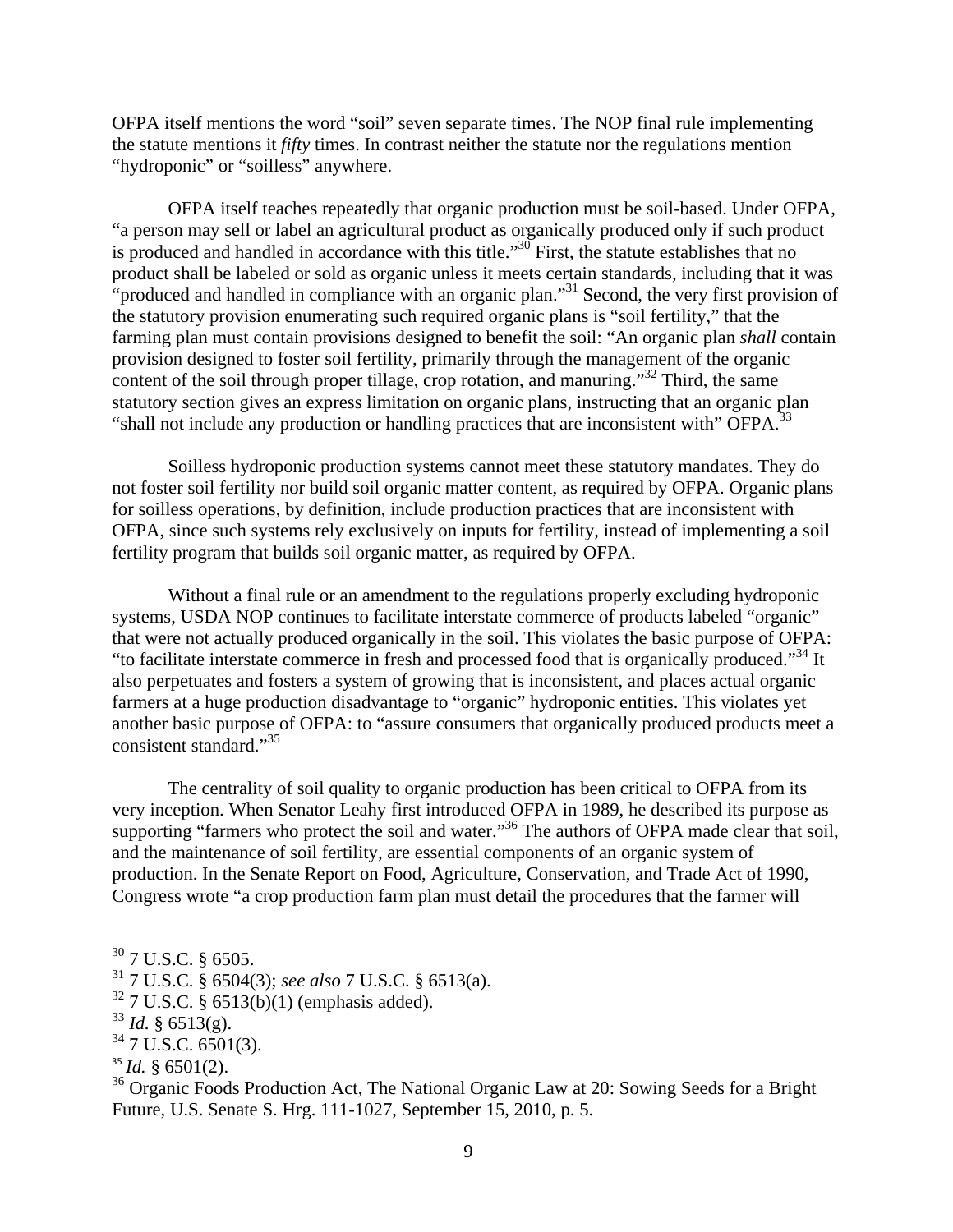OFPA itself mentions the word "soil" seven separate times. The NOP final rule implementing the statute mentions it *fifty* times. In contrast neither the statute nor the regulations mention "hydroponic" or "soilless" anywhere.

OFPA itself teaches repeatedly that organic production must be soil-based. Under OFPA, "a person may sell or label an agricultural product as organically produced only if such product is produced and handled in accordance with this title."[30] First, the statute establishes that no product shall be labeled or sold as organic unless it meets certain standards, including that it was "produced and handled in compliance with an organic plan."[31] Second, the very first provision of the statutory provision enumerating such required organic plans is "soil fertility," that the farming plan must contain provisions designed to benefit the soil: "An organic plan *shall* contain provision designed to foster soil fertility, primarily through the management of the organic content of the soil through proper tillage, crop rotation, and manuring."[32] Third, the same statutory section gives an express limitation on organic plans, instructing that an organic plan "shall not include any production or handling practices that are inconsistent with" OFPA.[33]

Soilless hydroponic production systems cannot meet these statutory mandates. They do not foster soil fertility nor build soil organic matter content, as required by OFPA. Organic plans for soilless operations, by definition, include production practices that are inconsistent with OFPA, since such systems rely exclusively on inputs for fertility, instead of implementing a soil fertility program that builds soil organic matter, as required by OFPA.

Without a final rule or an amendment to the regulations properly excluding hydroponic systems, USDA NOP continues to facilitate interstate commerce of products labeled "organic" that were not actually produced organically in the soil. This violates the basic purpose of OFPA: "to facilitate interstate commerce in fresh and processed food that is organically produced."[34] It also perpetuates and fosters a system of growing that is inconsistent, and places actual organic farmers at a huge production disadvantage to "organic" hydroponic entities. This violates yet another basic purpose of OFPA: to "assure consumers that organically produced products meet a consistent standard."[35]

The centrality of soil quality to organic production has been critical to OFPA from its very inception. When Senator Leahy first introduced OFPA in 1989, he described its purpose as supporting "farmers who protect the soil and water."[36] The authors of OFPA made clear that soil, and the maintenance of soil fertility, are essential components of an organic system of production. In the Senate Report on Food, Agriculture, Conservation, and Trade Act of 1990, Congress wrote "a crop production farm plan must detail the procedures that the farmer will

---

[30] 7 U.S.C. § 6505.

[31] 7 U.S.C. § 6504(3); *see also* 7 U.S.C. § 6513(a).

[32] 7 U.S.C. § 6513(b)(1) (emphasis added).

[33] *Id.* § 6513(g).

[34] 7 U.S.C. 6501(3).

[35] *Id.* § 6501(2).

[36] Organic Foods Production Act, The National Organic Law at 20: Sowing Seeds for a Bright Future, U.S. Senate S. Hrg. 111-1027, September 15, 2010, p. 5.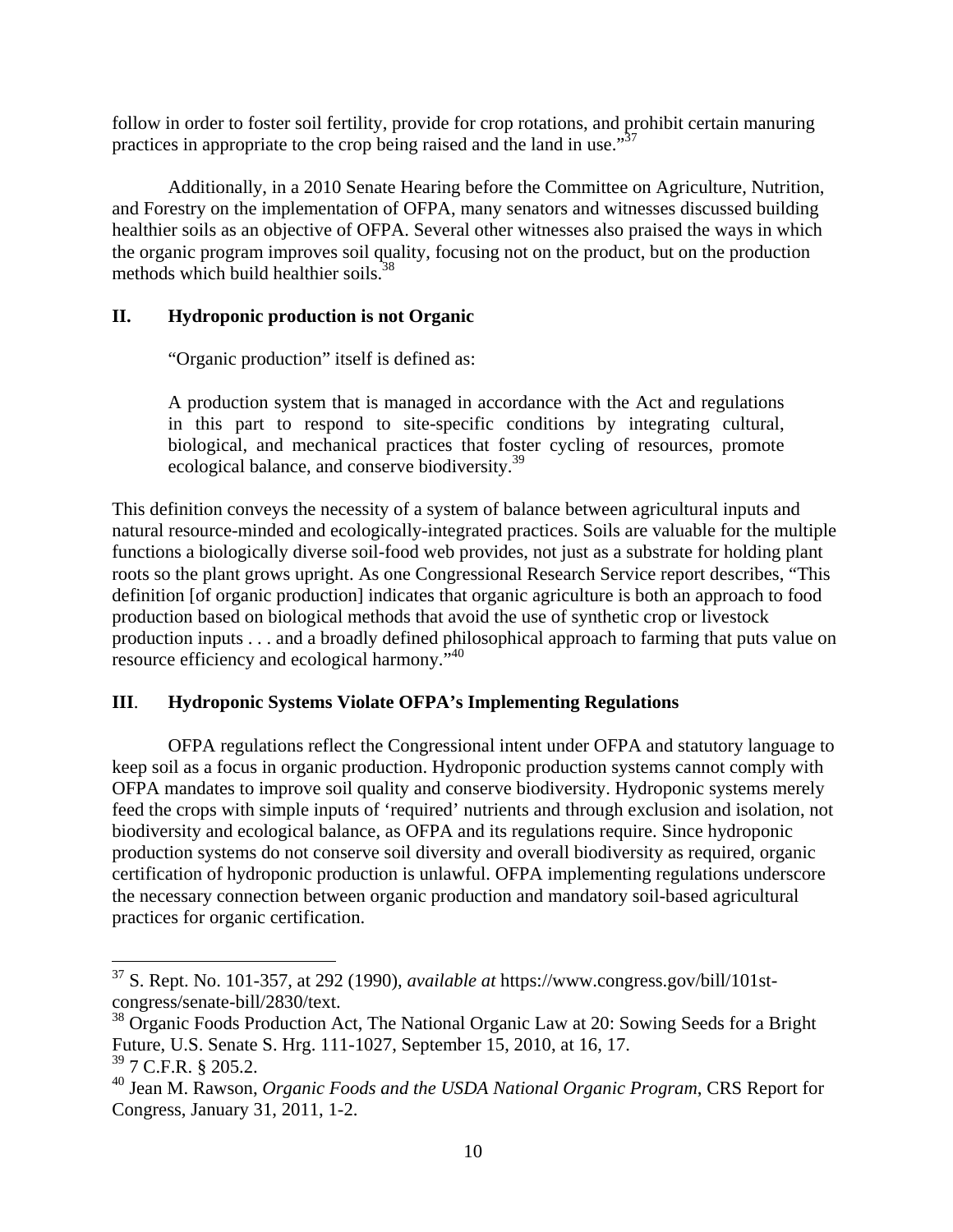follow in order to foster soil fertility, provide for crop rotations, and prohibit certain manuring practices in appropriate to the crop being raised and the land in use."[37]

Additionally, in a 2010 Senate Hearing before the Committee on Agriculture, Nutrition, and Forestry on the implementation of OFPA, many senators and witnesses discussed building healthier soils as an objective of OFPA. Several other witnesses also praised the ways in which the organic program improves soil quality, focusing not on the product, but on the production methods which build healthier soils.[38]

## II. Hydroponic production is not Organic

"Organic production" itself is defined as:

> A production system that is managed in accordance with the Act and regulations in this part to respond to site-specific conditions by integrating cultural, biological, and mechanical practices that foster cycling of resources, promote ecological balance, and conserve biodiversity.[39]

This definition conveys the necessity of a system of balance between agricultural inputs and natural resource-minded and ecologically-integrated practices. Soils are valuable for the multiple functions a biologically diverse soil-food web provides, not just as a substrate for holding plant roots so the plant grows upright. As one Congressional Research Service report describes, "This definition [of organic production] indicates that organic agriculture is both an approach to food production based on biological methods that avoid the use of synthetic crop or livestock production inputs . . . and a broadly defined philosophical approach to farming that puts value on resource efficiency and ecological harmony."[40]

## III. Hydroponic Systems Violate OFPA's Implementing Regulations

OFPA regulations reflect the Congressional intent under OFPA and statutory language to keep soil as a focus in organic production. Hydroponic production systems cannot comply with OFPA mandates to improve soil quality and conserve biodiversity. Hydroponic systems merely feed the crops with simple inputs of 'required' nutrients and through exclusion and isolation, not biodiversity and ecological balance, as OFPA and its regulations require. Since hydroponic production systems do not conserve soil diversity and overall biodiversity as required, organic certification of hydroponic production is unlawful. OFPA implementing regulations underscore the necessary connection between organic production and mandatory soil-based agricultural practices for organic certification.

---

[37] S. Rept. No. 101-357, at 292 (1990), *available at* https://www.congress.gov/bill/101st-congress/senate-bill/2830/text.

[38] Organic Foods Production Act, The National Organic Law at 20: Sowing Seeds for a Bright Future, U.S. Senate S. Hrg. 111-1027, September 15, 2010, at 16, 17.

[39] 7 C.F.R. § 205.2.

[40] Jean M. Rawson, *Organic Foods and the USDA National Organic Program*, CRS Report for Congress, January 31, 2011, 1-2.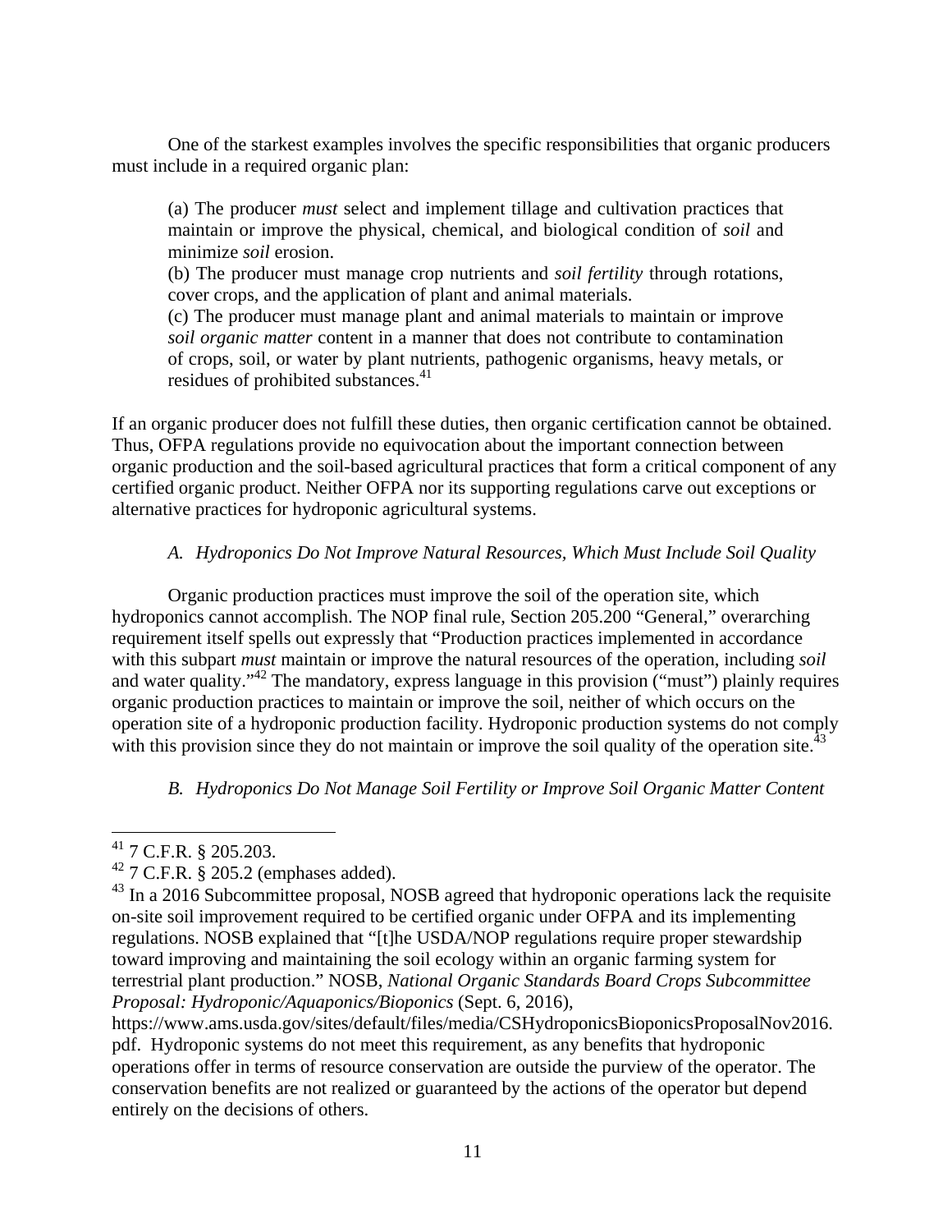One of the starkest examples involves the specific responsibilities that organic producers must include in a required organic plan:

> (a) The producer *must* select and implement tillage and cultivation practices that maintain or improve the physical, chemical, and biological condition of *soil* and minimize *soil* erosion.
> (b) The producer must manage crop nutrients and *soil fertility* through rotations, cover crops, and the application of plant and animal materials.
> (c) The producer must manage plant and animal materials to maintain or improve *soil organic matter* content in a manner that does not contribute to contamination of crops, soil, or water by plant nutrients, pathogenic organisms, heavy metals, or residues of prohibited substances.[41]

If an organic producer does not fulfill these duties, then organic certification cannot be obtained. Thus, OFPA regulations provide no equivocation about the important connection between organic production and the soil-based agricultural practices that form a critical component of any certified organic product. Neither OFPA nor its supporting regulations carve out exceptions or alternative practices for hydroponic agricultural systems.

### *A. Hydroponics Do Not Improve Natural Resources, Which Must Include Soil Quality*

Organic production practices must improve the soil of the operation site, which hydroponics cannot accomplish. The NOP final rule, Section 205.200 "General," overarching requirement itself spells out expressly that "Production practices implemented in accordance with this subpart *must* maintain or improve the natural resources of the operation, including *soil* and water quality."[42] The mandatory, express language in this provision ("must") plainly requires organic production practices to maintain or improve the soil, neither of which occurs on the operation site of a hydroponic production facility. Hydroponic production systems do not comply with this provision since they do not maintain or improve the soil quality of the operation site.[43]

### *B. Hydroponics Do Not Manage Soil Fertility or Improve Soil Organic Matter Content*

---

[41] 7 C.F.R. § 205.203.

[42] 7 C.F.R. § 205.2 (emphases added).

[43] In a 2016 Subcommittee proposal, NOSB agreed that hydroponic operations lack the requisite on-site soil improvement required to be certified organic under OFPA and its implementing regulations. NOSB explained that "[t]he USDA/NOP regulations require proper stewardship toward improving and maintaining the soil ecology within an organic farming system for terrestrial plant production." NOSB, *National Organic Standards Board Crops Subcommittee Proposal: Hydroponic/Aquaponics/Bioponics* (Sept. 6, 2016), https://www.ams.usda.gov/sites/default/files/media/CSHydroponicsBioponicsProposalNov2016.pdf. Hydroponic systems do not meet this requirement, as any benefits that hydroponic operations offer in terms of resource conservation are outside the purview of the operator. The conservation benefits are not realized or guaranteed by the actions of the operator but depend entirely on the decisions of others.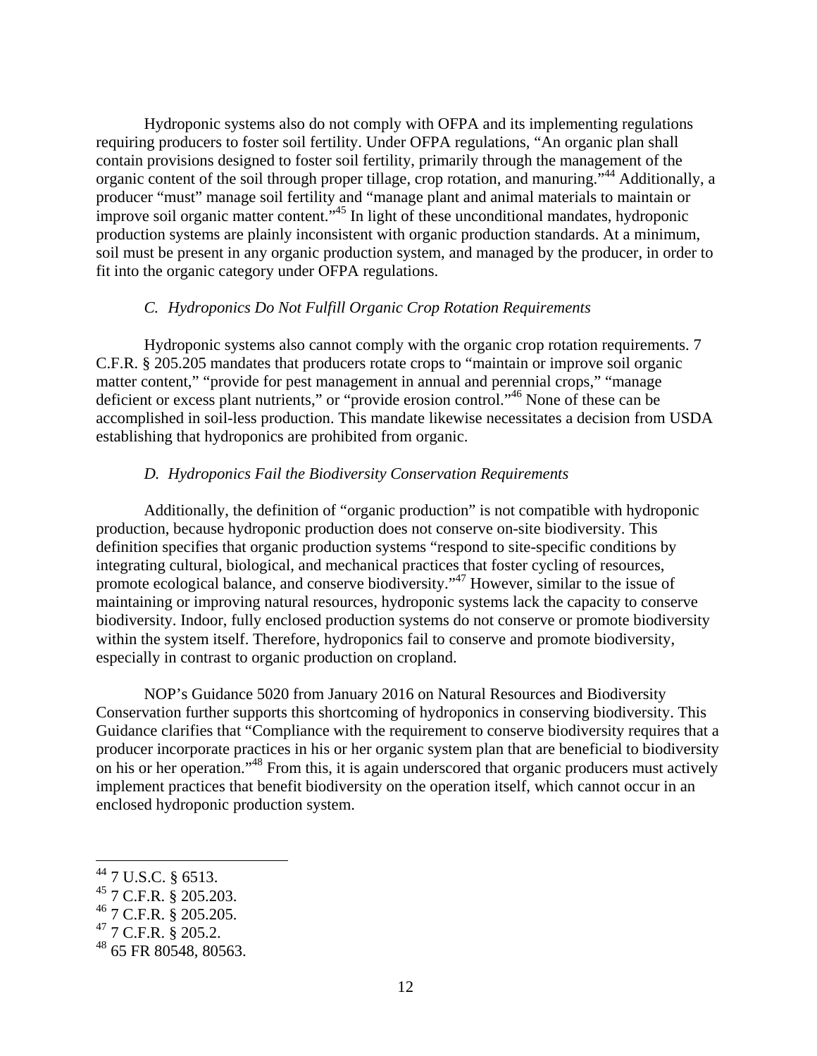Hydroponic systems also do not comply with OFPA and its implementing regulations requiring producers to foster soil fertility. Under OFPA regulations, "An organic plan shall contain provisions designed to foster soil fertility, primarily through the management of the organic content of the soil through proper tillage, crop rotation, and manuring."[44] Additionally, a producer "must" manage soil fertility and "manage plant and animal materials to maintain or improve soil organic matter content."[45] In light of these unconditional mandates, hydroponic production systems are plainly inconsistent with organic production standards. At a minimum, soil must be present in any organic production system, and managed by the producer, in order to fit into the organic category under OFPA regulations.

### *C. Hydroponics Do Not Fulfill Organic Crop Rotation Requirements*

Hydroponic systems also cannot comply with the organic crop rotation requirements. 7 C.F.R. § 205.205 mandates that producers rotate crops to "maintain or improve soil organic matter content," "provide for pest management in annual and perennial crops," "manage deficient or excess plant nutrients," or "provide erosion control."[46] None of these can be accomplished in soil-less production. This mandate likewise necessitates a decision from USDA establishing that hydroponics are prohibited from organic.

### *D. Hydroponics Fail the Biodiversity Conservation Requirements*

Additionally, the definition of "organic production" is not compatible with hydroponic production, because hydroponic production does not conserve on-site biodiversity. This definition specifies that organic production systems "respond to site-specific conditions by integrating cultural, biological, and mechanical practices that foster cycling of resources, promote ecological balance, and conserve biodiversity."[47] However, similar to the issue of maintaining or improving natural resources, hydroponic systems lack the capacity to conserve biodiversity. Indoor, fully enclosed production systems do not conserve or promote biodiversity within the system itself. Therefore, hydroponics fail to conserve and promote biodiversity, especially in contrast to organic production on cropland.

NOP's Guidance 5020 from January 2016 on Natural Resources and Biodiversity Conservation further supports this shortcoming of hydroponics in conserving biodiversity. This Guidance clarifies that "Compliance with the requirement to conserve biodiversity requires that a producer incorporate practices in his or her organic system plan that are beneficial to biodiversity on his or her operation."[48] From this, it is again underscored that organic producers must actively implement practices that benefit biodiversity on the operation itself, which cannot occur in an enclosed hydroponic production system.

---

[44] 7 U.S.C. § 6513.

[45] 7 C.F.R. § 205.203.

[46] 7 C.F.R. § 205.205.

[47] 7 C.F.R. § 205.2.

[48] 65 FR 80548, 80563.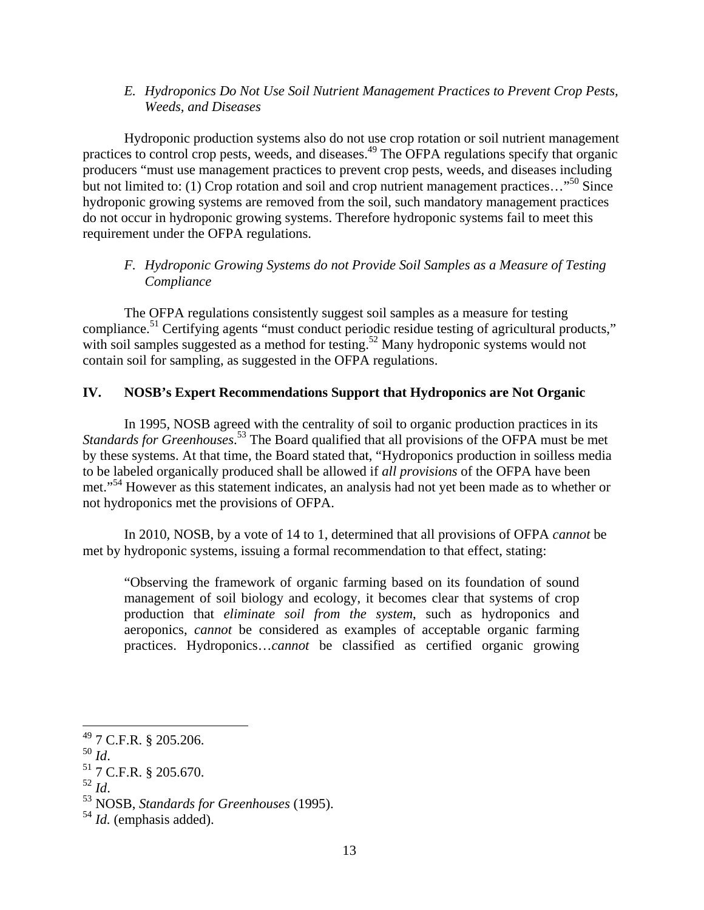### *E. Hydroponics Do Not Use Soil Nutrient Management Practices to Prevent Crop Pests, Weeds, and Diseases*

Hydroponic production systems also do not use crop rotation or soil nutrient management practices to control crop pests, weeds, and diseases.[49] The OFPA regulations specify that organic producers "must use management practices to prevent crop pests, weeds, and diseases including but not limited to: (1) Crop rotation and soil and crop nutrient management practices…"[50] Since hydroponic growing systems are removed from the soil, such mandatory management practices do not occur in hydroponic growing systems. Therefore hydroponic systems fail to meet this requirement under the OFPA regulations.

### *F. Hydroponic Growing Systems do not Provide Soil Samples as a Measure of Testing Compliance*

The OFPA regulations consistently suggest soil samples as a measure for testing compliance.[51] Certifying agents "must conduct periodic residue testing of agricultural products," with soil samples suggested as a method for testing.[52] Many hydroponic systems would not contain soil for sampling, as suggested in the OFPA regulations.

## IV. NOSB's Expert Recommendations Support that Hydroponics are Not Organic

In 1995, NOSB agreed with the centrality of soil to organic production practices in its *Standards for Greenhouses*.[53] The Board qualified that all provisions of the OFPA must be met by these systems. At that time, the Board stated that, "Hydroponics production in soilless media to be labeled organically produced shall be allowed if *all provisions* of the OFPA have been met."[54] However as this statement indicates, an analysis had not yet been made as to whether or not hydroponics met the provisions of OFPA.

In 2010, NOSB, by a vote of 14 to 1, determined that all provisions of OFPA *cannot* be met by hydroponic systems, issuing a formal recommendation to that effect, stating:

> "Observing the framework of organic farming based on its foundation of sound management of soil biology and ecology, it becomes clear that systems of crop production that *eliminate soil from the system*, such as hydroponics and aeroponics, *cannot* be considered as examples of acceptable organic farming practices. Hydroponics…*cannot* be classified as certified organic growing

---

[49] 7 C.F.R. § 205.206.

[50] *Id*.

[51] 7 C.F.R. § 205.670.

[52] *Id*.

[53] NOSB, *Standards for Greenhouses* (1995).

[54] *Id*. (emphasis added).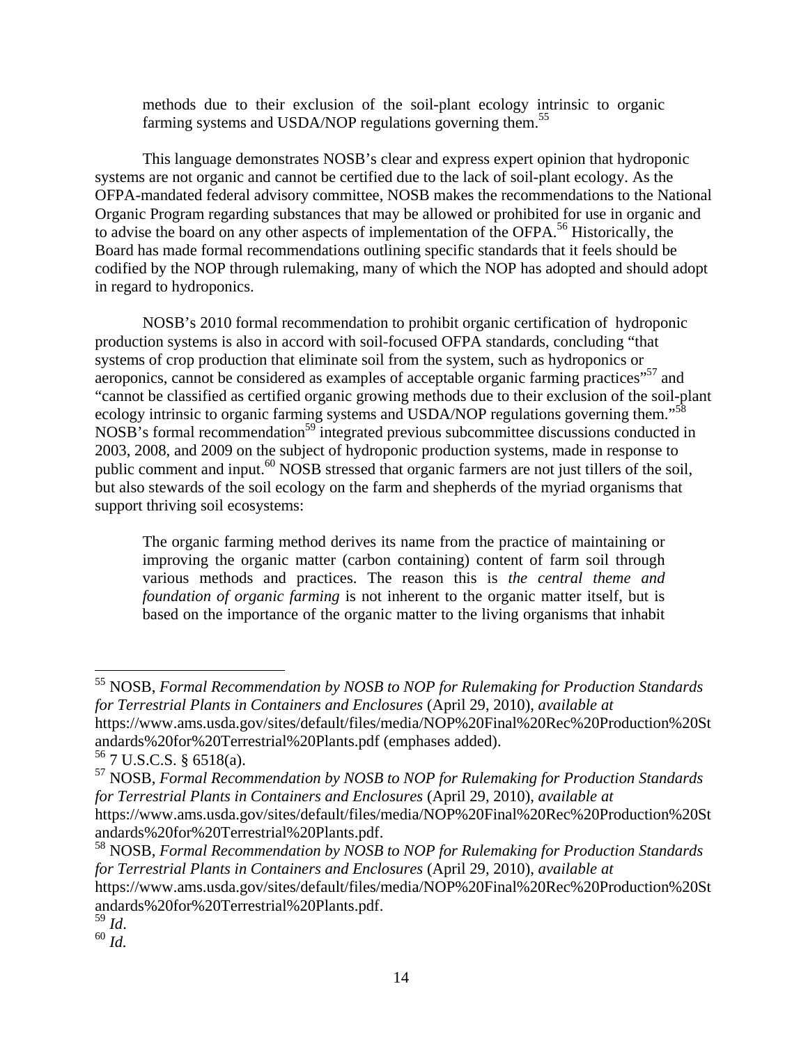> methods due to their exclusion of the soil-plant ecology intrinsic to organic farming systems and USDA/NOP regulations governing them.[55]

This language demonstrates NOSB's clear and express expert opinion that hydroponic systems are not organic and cannot be certified due to the lack of soil-plant ecology. As the OFPA-mandated federal advisory committee, NOSB makes the recommendations to the National Organic Program regarding substances that may be allowed or prohibited for use in organic and to advise the board on any other aspects of implementation of the OFPA.[56] Historically, the Board has made formal recommendations outlining specific standards that it feels should be codified by the NOP through rulemaking, many of which the NOP has adopted and should adopt in regard to hydroponics.

NOSB's 2010 formal recommendation to prohibit organic certification of hydroponic production systems is also in accord with soil-focused OFPA standards, concluding "that systems of crop production that eliminate soil from the system, such as hydroponics or aeroponics, cannot be considered as examples of acceptable organic farming practices"[57] and "cannot be classified as certified organic growing methods due to their exclusion of the soil-plant ecology intrinsic to organic farming systems and USDA/NOP regulations governing them."[58] NOSB's formal recommendation[59] integrated previous subcommittee discussions conducted in 2003, 2008, and 2009 on the subject of hydroponic production systems, made in response to public comment and input.[60] NOSB stressed that organic farmers are not just tillers of the soil, but also stewards of the soil ecology on the farm and shepherds of the myriad organisms that support thriving soil ecosystems:

> The organic farming method derives its name from the practice of maintaining or improving the organic matter (carbon containing) content of farm soil through various methods and practices. The reason this is *the central theme and foundation of organic farming* is not inherent to the organic matter itself, but is based on the importance of the organic matter to the living organisms that inhabit

---

[55] NOSB, *Formal Recommendation by NOSB to NOP for Rulemaking for Production Standards for Terrestrial Plants in Containers and Enclosures* (April 29, 2010), *available at* https://www.ams.usda.gov/sites/default/files/media/NOP%20Final%20Rec%20Production%20Standards%20for%20Terrestrial%20Plants.pdf (emphases added).

[56] 7 U.S.C.S. § 6518(a).

[57] NOSB, *Formal Recommendation by NOSB to NOP for Rulemaking for Production Standards for Terrestrial Plants in Containers and Enclosures* (April 29, 2010), *available at* https://www.ams.usda.gov/sites/default/files/media/NOP%20Final%20Rec%20Production%20Standards%20for%20Terrestrial%20Plants.pdf.

[58] NOSB, *Formal Recommendation by NOSB to NOP for Rulemaking for Production Standards for Terrestrial Plants in Containers and Enclosures* (April 29, 2010), *available at* https://www.ams.usda.gov/sites/default/files/media/NOP%20Final%20Rec%20Production%20Standards%20for%20Terrestrial%20Plants.pdf.

[59] *Id*.

[60] *Id.*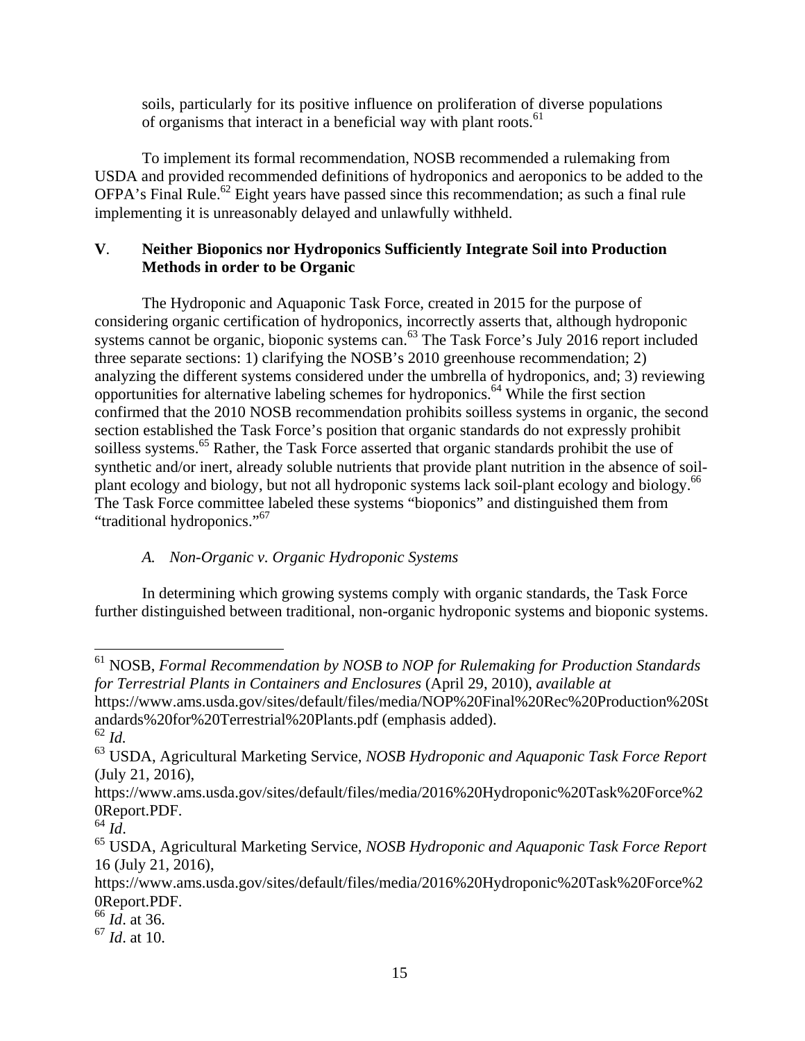soils, particularly for its positive influence on proliferation of diverse populations of organisms that interact in a beneficial way with plant roots.[61]

To implement its formal recommendation, NOSB recommended a rulemaking from USDA and provided recommended definitions of hydroponics and aeroponics to be added to the OFPA's Final Rule.[62] Eight years have passed since this recommendation; as such a final rule implementing it is unreasonably delayed and unlawfully withheld.

## V. Neither Bioponics nor Hydroponics Sufficiently Integrate Soil into Production Methods in order to be Organic

The Hydroponic and Aquaponic Task Force, created in 2015 for the purpose of considering organic certification of hydroponics, incorrectly asserts that, although hydroponic systems cannot be organic, bioponic systems can.[63] The Task Force's July 2016 report included three separate sections: 1) clarifying the NOSB's 2010 greenhouse recommendation; 2) analyzing the different systems considered under the umbrella of hydroponics, and; 3) reviewing opportunities for alternative labeling schemes for hydroponics.[64] While the first section confirmed that the 2010 NOSB recommendation prohibits soilless systems in organic, the second section established the Task Force's position that organic standards do not expressly prohibit soilless systems.[65] Rather, the Task Force asserted that organic standards prohibit the use of synthetic and/or inert, already soluble nutrients that provide plant nutrition in the absence of soil-plant ecology and biology, but not all hydroponic systems lack soil-plant ecology and biology.[66] The Task Force committee labeled these systems "bioponics" and distinguished them from "traditional hydroponics."[67]

### *A. Non-Organic v. Organic Hydroponic Systems*

In determining which growing systems comply with organic standards, the Task Force further distinguished between traditional, non-organic hydroponic systems and bioponic systems.

---

[61] NOSB, *Formal Recommendation by NOSB to NOP for Rulemaking for Production Standards for Terrestrial Plants in Containers and Enclosures* (April 29, 2010), *available at* https://www.ams.usda.gov/sites/default/files/media/NOP%20Final%20Rec%20Production%20Standards%20for%20Terrestrial%20Plants.pdf (emphasis added).

[62] *Id.*

[63] USDA, Agricultural Marketing Service, *NOSB Hydroponic and Aquaponic Task Force Report* (July 21, 2016), https://www.ams.usda.gov/sites/default/files/media/2016%20Hydroponic%20Task%20Force%20Report.PDF.

[64] *Id*.

[65] USDA, Agricultural Marketing Service, *NOSB Hydroponic and Aquaponic Task Force Report* 16 (July 21, 2016), https://www.ams.usda.gov/sites/default/files/media/2016%20Hydroponic%20Task%20Force%20Report.PDF.

[66] *Id*. at 36.

[67] *Id*. at 10.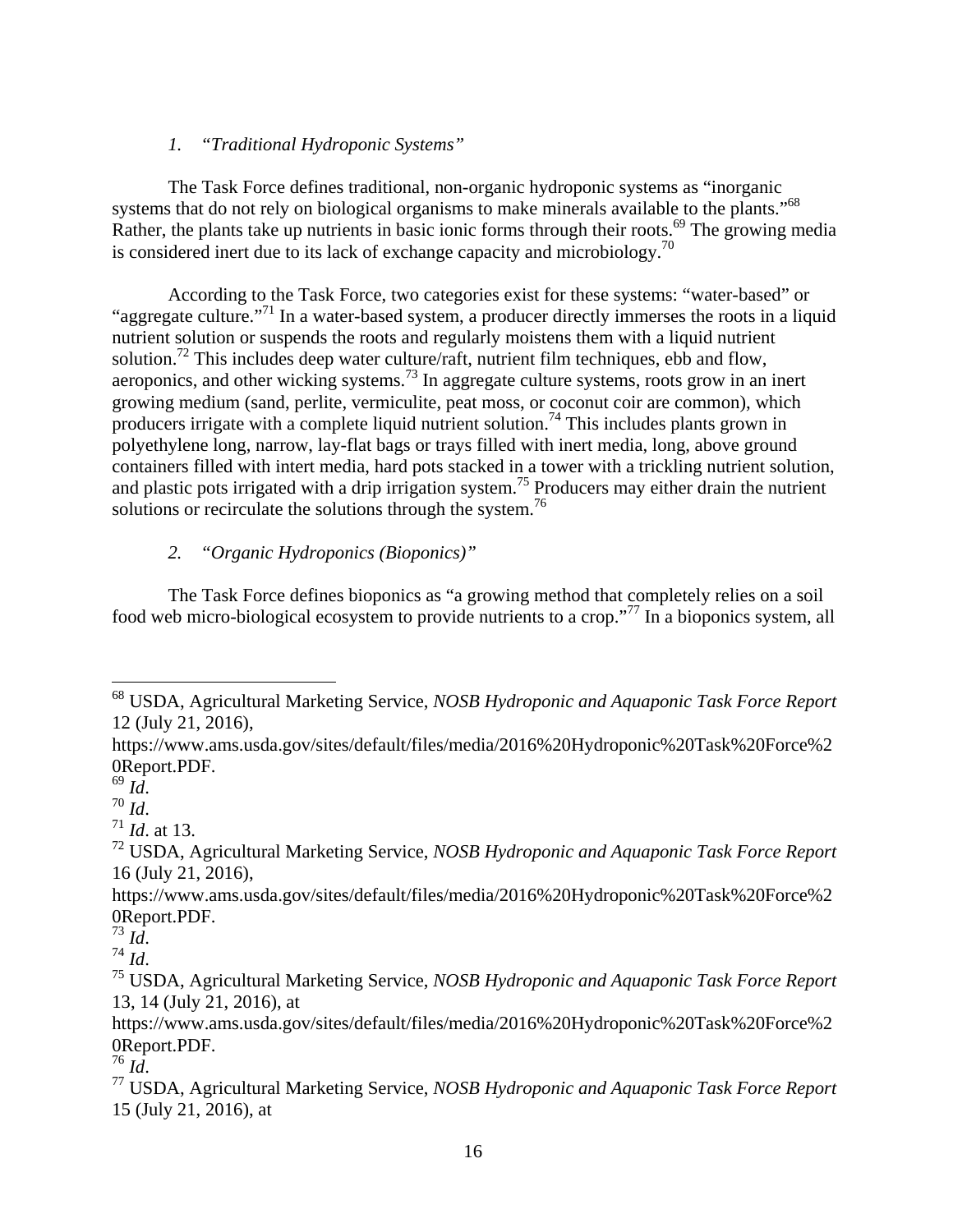### 1. *"Traditional Hydroponic Systems"*

The Task Force defines traditional, non-organic hydroponic systems as "inorganic systems that do not rely on biological organisms to make minerals available to the plants."[68] Rather, the plants take up nutrients in basic ionic forms through their roots.[69] The growing media is considered inert due to its lack of exchange capacity and microbiology.[70]

According to the Task Force, two categories exist for these systems: "water-based" or "aggregate culture."[71] In a water-based system, a producer directly immerses the roots in a liquid nutrient solution or suspends the roots and regularly moistens them with a liquid nutrient solution.[72] This includes deep water culture/raft, nutrient film techniques, ebb and flow, aeroponics, and other wicking systems.[73] In aggregate culture systems, roots grow in an inert growing medium (sand, perlite, vermiculite, peat moss, or coconut coir are common), which producers irrigate with a complete liquid nutrient solution.[74] This includes plants grown in polyethylene long, narrow, lay-flat bags or trays filled with inert media, long, above ground containers filled with intert media, hard pots stacked in a tower with a trickling nutrient solution, and plastic pots irrigated with a drip irrigation system.[75] Producers may either drain the nutrient solutions or recirculate the solutions through the system.[76]

### 2. *"Organic Hydroponics (Bioponics)"*

The Task Force defines bioponics as "a growing method that completely relies on a soil food web micro-biological ecosystem to provide nutrients to a crop."[77] In a bioponics system, all

---

[68] USDA, Agricultural Marketing Service, *NOSB Hydroponic and Aquaponic Task Force Report* 12 (July 21, 2016), https://www.ams.usda.gov/sites/default/files/media/2016%20Hydroponic%20Task%20Force%20Report.PDF.

[69] *Id*.

[70] *Id*.

[71] *Id*. at 13.

[72] USDA, Agricultural Marketing Service, *NOSB Hydroponic and Aquaponic Task Force Report* 16 (July 21, 2016), https://www.ams.usda.gov/sites/default/files/media/2016%20Hydroponic%20Task%20Force%20Report.PDF.

[73] *Id*.

[74] *Id*.

[75] USDA, Agricultural Marketing Service, *NOSB Hydroponic and Aquaponic Task Force Report* 13, 14 (July 21, 2016), at https://www.ams.usda.gov/sites/default/files/media/2016%20Hydroponic%20Task%20Force%20Report.PDF.

[76] *Id*.

[77] USDA, Agricultural Marketing Service, *NOSB Hydroponic and Aquaponic Task Force Report* 15 (July 21, 2016), at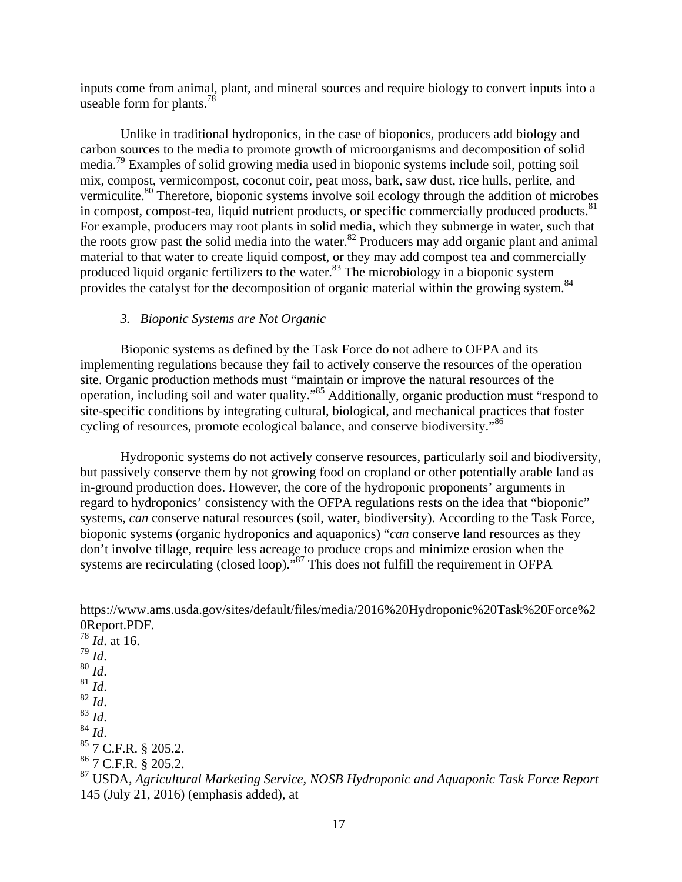inputs come from animal, plant, and mineral sources and require biology to convert inputs into a useable form for plants.[78]

Unlike in traditional hydroponics, in the case of bioponics, producers add biology and carbon sources to the media to promote growth of microorganisms and decomposition of solid media.[79] Examples of solid growing media used in bioponic systems include soil, potting soil mix, compost, vermicompost, coconut coir, peat moss, bark, saw dust, rice hulls, perlite, and vermiculite.[80] Therefore, bioponic systems involve soil ecology through the addition of microbes in compost, compost-tea, liquid nutrient products, or specific commercially produced products.[81] For example, producers may root plants in solid media, which they submerge in water, such that the roots grow past the solid media into the water.[82] Producers may add organic plant and animal material to that water to create liquid compost, or they may add compost tea and commercially produced liquid organic fertilizers to the water.[83] The microbiology in a bioponic system provides the catalyst for the decomposition of organic material within the growing system.[84]

### 3. *Bioponic Systems are Not Organic*

Bioponic systems as defined by the Task Force do not adhere to OFPA and its implementing regulations because they fail to actively conserve the resources of the operation site. Organic production methods must "maintain or improve the natural resources of the operation, including soil and water quality."[85] Additionally, organic production must "respond to site-specific conditions by integrating cultural, biological, and mechanical practices that foster cycling of resources, promote ecological balance, and conserve biodiversity."[86]

Hydroponic systems do not actively conserve resources, particularly soil and biodiversity, but passively conserve them by not growing food on cropland or other potentially arable land as in-ground production does. However, the core of the hydroponic proponents' arguments in regard to hydroponics' consistency with the OFPA regulations rests on the idea that "bioponic" systems, *can* conserve natural resources (soil, water, biodiversity). According to the Task Force, bioponic systems (organic hydroponics and aquaponics) "*can* conserve land resources as they don't involve tillage, require less acreage to produce crops and minimize erosion when the systems are recirculating (closed loop)."[87] This does not fulfill the requirement in OFPA

---

https://www.ams.usda.gov/sites/default/files/media/2016%20Hydroponic%20Task%20Force%20Report.PDF.

[78] *Id*. at 16.

[79] *Id*.

[80] *Id*.

[81] *Id*.

[82] *Id*.

[83] *Id*.

[84] *Id*.

[85] 7 C.F.R. § 205.2.

[86] 7 C.F.R. § 205.2.

[87] USDA, *Agricultural Marketing Service*, *NOSB Hydroponic and Aquaponic Task Force Report* 145 (July 21, 2016) (emphasis added), at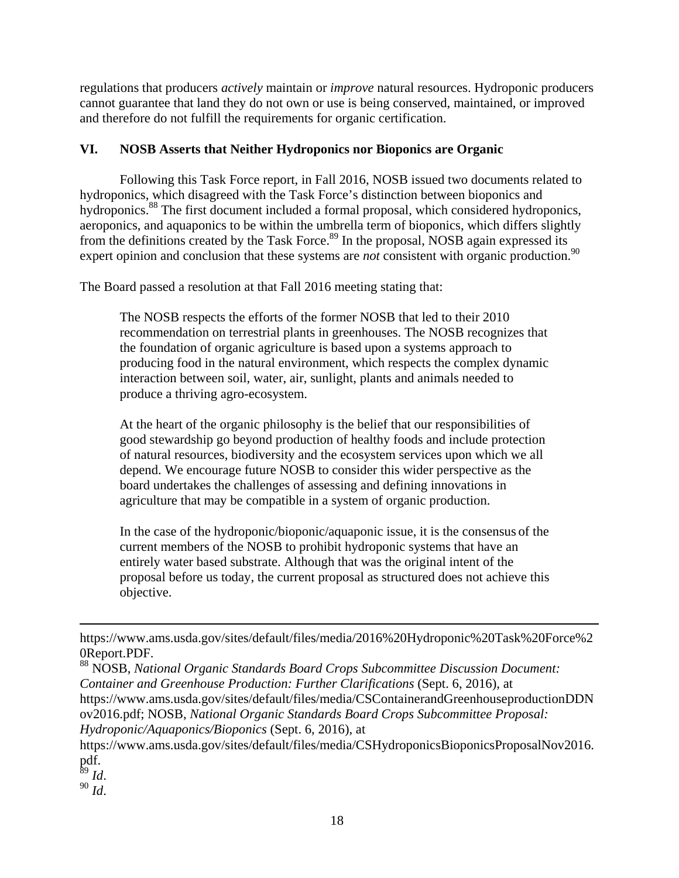regulations that producers *actively* maintain or *improve* natural resources. Hydroponic producers cannot guarantee that land they do not own or use is being conserved, maintained, or improved and therefore do not fulfill the requirements for organic certification.

## VI. NOSB Asserts that Neither Hydroponics nor Bioponics are Organic

Following this Task Force report, in Fall 2016, NOSB issued two documents related to hydroponics, which disagreed with the Task Force's distinction between bioponics and hydroponics.[88] The first document included a formal proposal, which considered hydroponics, aeroponics, and aquaponics to be within the umbrella term of bioponics, which differs slightly from the definitions created by the Task Force.[89] In the proposal, NOSB again expressed its expert opinion and conclusion that these systems are *not* consistent with organic production.[90]

The Board passed a resolution at that Fall 2016 meeting stating that:

> The NOSB respects the efforts of the former NOSB that led to their 2010 recommendation on terrestrial plants in greenhouses. The NOSB recognizes that the foundation of organic agriculture is based upon a systems approach to producing food in the natural environment, which respects the complex dynamic interaction between soil, water, air, sunlight, plants and animals needed to produce a thriving agro-ecosystem.
>
> At the heart of the organic philosophy is the belief that our responsibilities of good stewardship go beyond production of healthy foods and include protection of natural resources, biodiversity and the ecosystem services upon which we all depend. We encourage future NOSB to consider this wider perspective as the board undertakes the challenges of assessing and defining innovations in agriculture that may be compatible in a system of organic production.
>
> In the case of the hydroponic/bioponic/aquaponic issue, it is the consensus of the current members of the NOSB to prohibit hydroponic systems that have an entirely water based substrate. Although that was the original intent of the proposal before us today, the current proposal as structured does not achieve this objective.

---

https://www.ams.usda.gov/sites/default/files/media/2016%20Hydroponic%20Task%20Force%20Report.PDF.

[88] NOSB, *National Organic Standards Board Crops Subcommittee Discussion Document: Container and Greenhouse Production: Further Clarifications* (Sept. 6, 2016), at https://www.ams.usda.gov/sites/default/files/media/CSContainerandGreenhouseproductionDDNov2016.pdf; NOSB, *National Organic Standards Board Crops Subcommittee Proposal: Hydroponic/Aquaponics/Bioponics* (Sept. 6, 2016), at https://www.ams.usda.gov/sites/default/files/media/CSHydroponicsBioponicsProposalNov2016.pdf.

[89] *Id*.

[90] *Id*.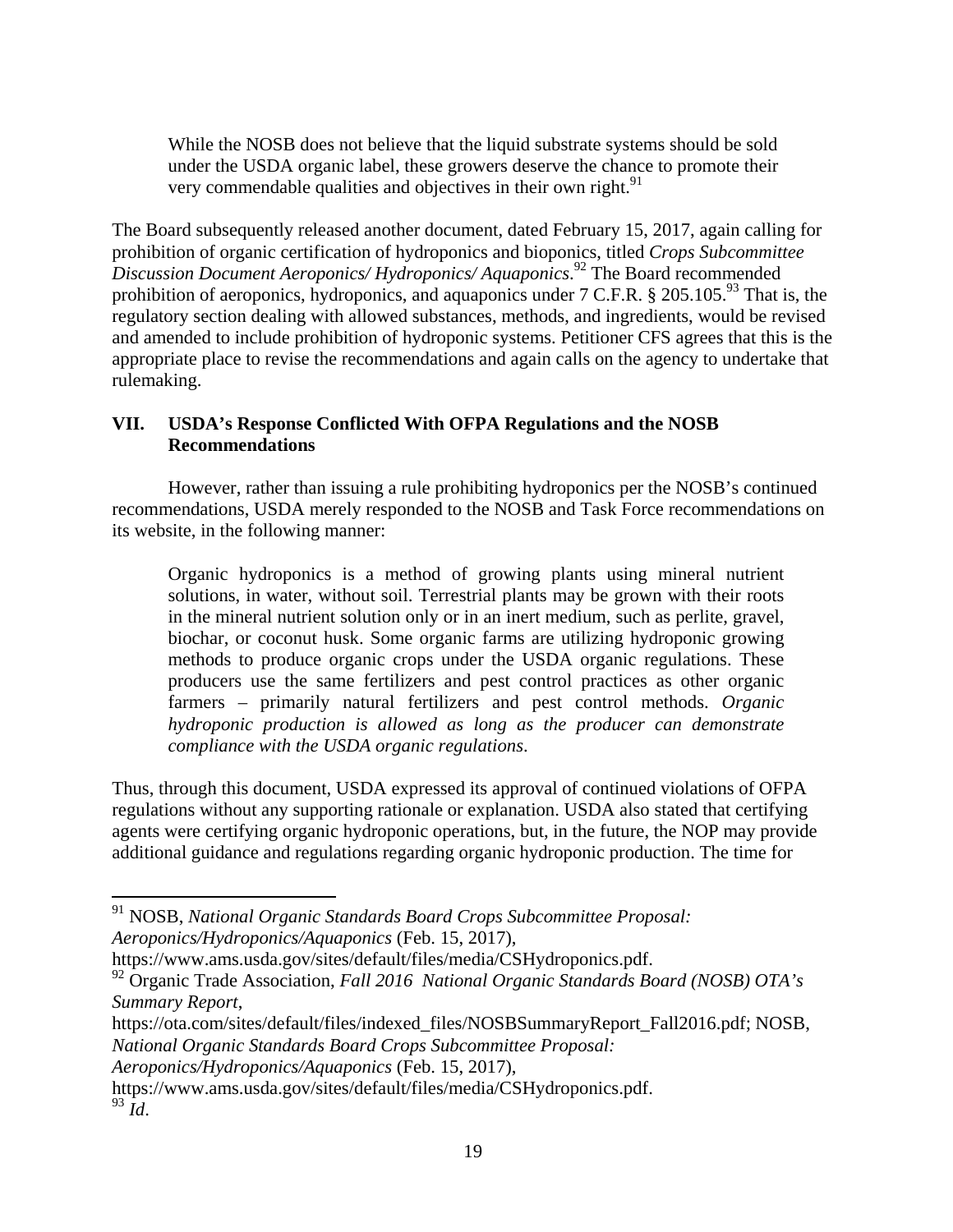> While the NOSB does not believe that the liquid substrate systems should be sold under the USDA organic label, these growers deserve the chance to promote their very commendable qualities and objectives in their own right.[91]

The Board subsequently released another document, dated February 15, 2017, again calling for prohibition of organic certification of hydroponics and bioponics, titled *Crops Subcommittee Discussion Document Aeroponics/ Hydroponics/ Aquaponics*.[92] The Board recommended prohibition of aeroponics, hydroponics, and aquaponics under 7 C.F.R. § 205.105.[93] That is, the regulatory section dealing with allowed substances, methods, and ingredients, would be revised and amended to include prohibition of hydroponic systems. Petitioner CFS agrees that this is the appropriate place to revise the recommendations and again calls on the agency to undertake that rulemaking.

## VII. USDA's Response Conflicted With OFPA Regulations and the NOSB Recommendations

However, rather than issuing a rule prohibiting hydroponics per the NOSB's continued recommendations, USDA merely responded to the NOSB and Task Force recommendations on its website, in the following manner:

> Organic hydroponics is a method of growing plants using mineral nutrient solutions, in water, without soil. Terrestrial plants may be grown with their roots in the mineral nutrient solution only or in an inert medium, such as perlite, gravel, biochar, or coconut husk. Some organic farms are utilizing hydroponic growing methods to produce organic crops under the USDA organic regulations. These producers use the same fertilizers and pest control practices as other organic farmers – primarily natural fertilizers and pest control methods. *Organic hydroponic production is allowed as long as the producer can demonstrate compliance with the USDA organic regulations*.

Thus, through this document, USDA expressed its approval of continued violations of OFPA regulations without any supporting rationale or explanation. USDA also stated that certifying agents were certifying organic hydroponic operations, but, in the future, the NOP may provide additional guidance and regulations regarding organic hydroponic production. The time for

---

[91] NOSB, *National Organic Standards Board Crops Subcommittee Proposal: Aeroponics/Hydroponics/Aquaponics* (Feb. 15, 2017), https://www.ams.usda.gov/sites/default/files/media/CSHydroponics.pdf.

[92] Organic Trade Association, *Fall 2016 National Organic Standards Board (NOSB) OTA's Summary Report*, https://ota.com/sites/default/files/indexed_files/NOSBSummaryReport_Fall2016.pdf; NOSB, *National Organic Standards Board Crops Subcommittee Proposal: Aeroponics/Hydroponics/Aquaponics* (Feb. 15, 2017), https://www.ams.usda.gov/sites/default/files/media/CSHydroponics.pdf.

[93] *Id*.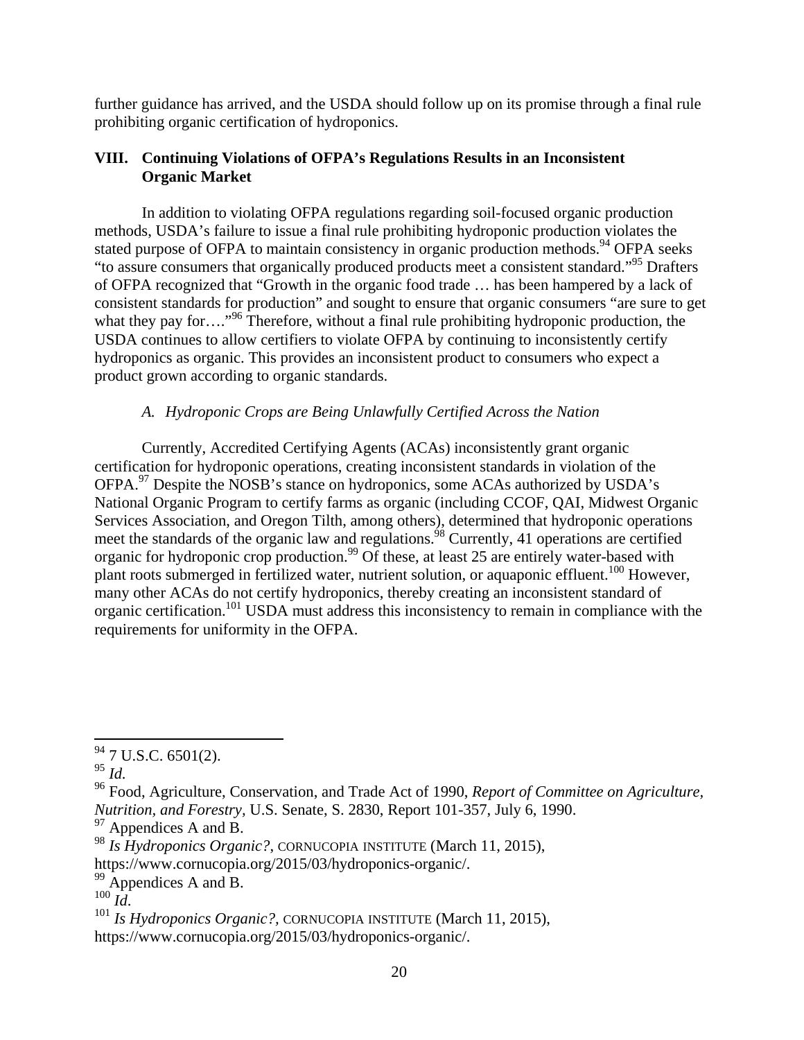further guidance has arrived, and the USDA should follow up on its promise through a final rule prohibiting organic certification of hydroponics.

## VIII. Continuing Violations of OFPA's Regulations Results in an Inconsistent Organic Market

In addition to violating OFPA regulations regarding soil-focused organic production methods, USDA's failure to issue a final rule prohibiting hydroponic production violates the stated purpose of OFPA to maintain consistency in organic production methods.[94] OFPA seeks "to assure consumers that organically produced products meet a consistent standard."[95] Drafters of OFPA recognized that "Growth in the organic food trade … has been hampered by a lack of consistent standards for production" and sought to ensure that organic consumers "are sure to get what they pay for…."[96] Therefore, without a final rule prohibiting hydroponic production, the USDA continues to allow certifiers to violate OFPA by continuing to inconsistently certify hydroponics as organic. This provides an inconsistent product to consumers who expect a product grown according to organic standards.

### *A. Hydroponic Crops are Being Unlawfully Certified Across the Nation*

Currently, Accredited Certifying Agents (ACAs) inconsistently grant organic certification for hydroponic operations, creating inconsistent standards in violation of the OFPA.[97] Despite the NOSB's stance on hydroponics, some ACAs authorized by USDA's National Organic Program to certify farms as organic (including CCOF, QAI, Midwest Organic Services Association, and Oregon Tilth, among others), determined that hydroponic operations meet the standards of the organic law and regulations.[98] Currently, 41 operations are certified organic for hydroponic crop production.[99] Of these, at least 25 are entirely water-based with plant roots submerged in fertilized water, nutrient solution, or aquaponic effluent.[100] However, many other ACAs do not certify hydroponics, thereby creating an inconsistent standard of organic certification.[101] USDA must address this inconsistency to remain in compliance with the requirements for uniformity in the OFPA.

---

[94] 7 U.S.C. 6501(2).
[95] *Id.*
[96] Food, Agriculture, Conservation, and Trade Act of 1990, *Report of Committee on Agriculture, Nutrition, and Forestry*, U.S. Senate, S. 2830, Report 101-357, July 6, 1990.
[97] Appendices A and B.
[98] *Is Hydroponics Organic?*, CORNUCOPIA INSTITUTE (March 11, 2015), https://www.cornucopia.org/2015/03/hydroponics-organic/.
[99] Appendices A and B.
[100] *Id.*
[101] *Is Hydroponics Organic?*, CORNUCOPIA INSTITUTE (March 11, 2015), https://www.cornucopia.org/2015/03/hydroponics-organic/.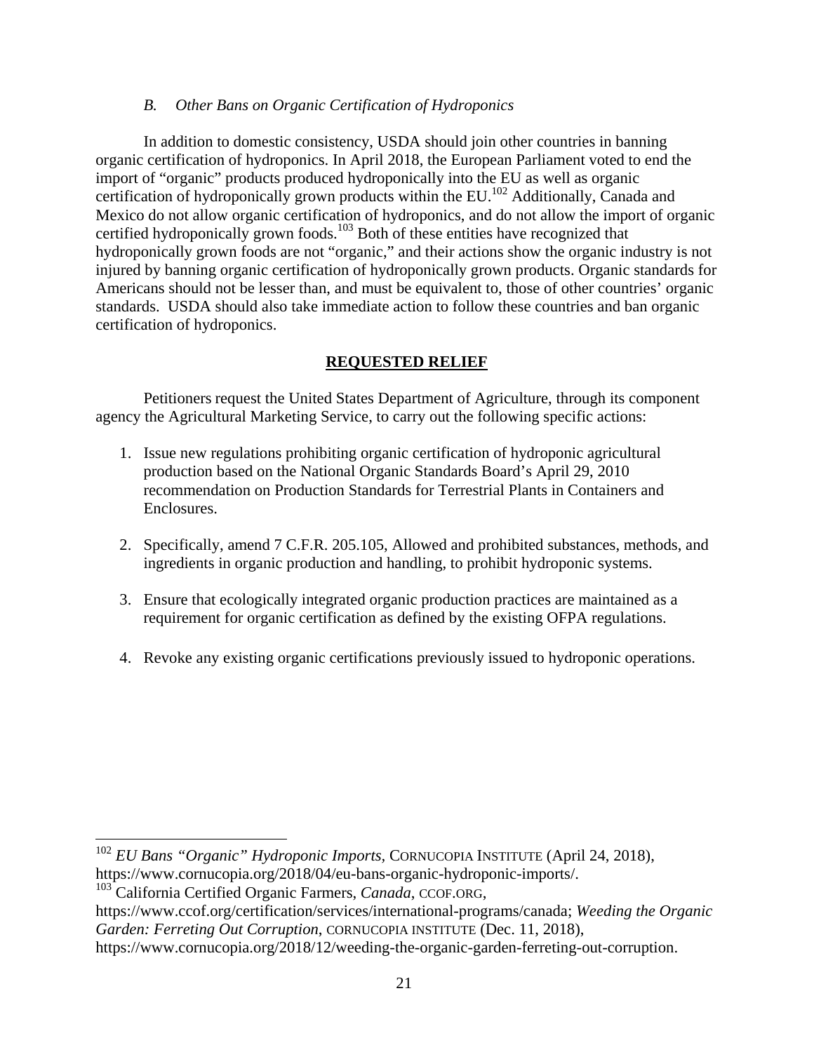### *B. Other Bans on Organic Certification of Hydroponics*

In addition to domestic consistency, USDA should join other countries in banning organic certification of hydroponics. In April 2018, the European Parliament voted to end the import of "organic" products produced hydroponically into the EU as well as organic certification of hydroponically grown products within the EU.[102] Additionally, Canada and Mexico do not allow organic certification of hydroponics, and do not allow the import of organic certified hydroponically grown foods.[103] Both of these entities have recognized that hydroponically grown foods are not "organic," and their actions show the organic industry is not injured by banning organic certification of hydroponically grown products. Organic standards for Americans should not be lesser than, and must be equivalent to, those of other countries' organic standards. USDA should also take immediate action to follow these countries and ban organic certification of hydroponics.

## **REQUESTED RELIEF**

Petitioners request the United States Department of Agriculture, through its component agency the Agricultural Marketing Service, to carry out the following specific actions:

1. Issue new regulations prohibiting organic certification of hydroponic agricultural production based on the National Organic Standards Board's April 29, 2010 recommendation on Production Standards for Terrestrial Plants in Containers and Enclosures.

2. Specifically, amend 7 C.F.R. 205.105, Allowed and prohibited substances, methods, and ingredients in organic production and handling, to prohibit hydroponic systems.

3. Ensure that ecologically integrated organic production practices are maintained as a requirement for organic certification as defined by the existing OFPA regulations.

4. Revoke any existing organic certifications previously issued to hydroponic operations.

---

[102] *EU Bans "Organic" Hydroponic Imports*, CORNUCOPIA INSTITUTE (April 24, 2018), https://www.cornucopia.org/2018/04/eu-bans-organic-hydroponic-imports/.

[103] California Certified Organic Farmers, *Canada*, CCOF.ORG, https://www.ccof.org/certification/services/international-programs/canada; *Weeding the Organic Garden: Ferreting Out Corruption*, CORNUCOPIA INSTITUTE (Dec. 11, 2018), https://www.cornucopia.org/2018/12/weeding-the-organic-garden-ferreting-out-corruption.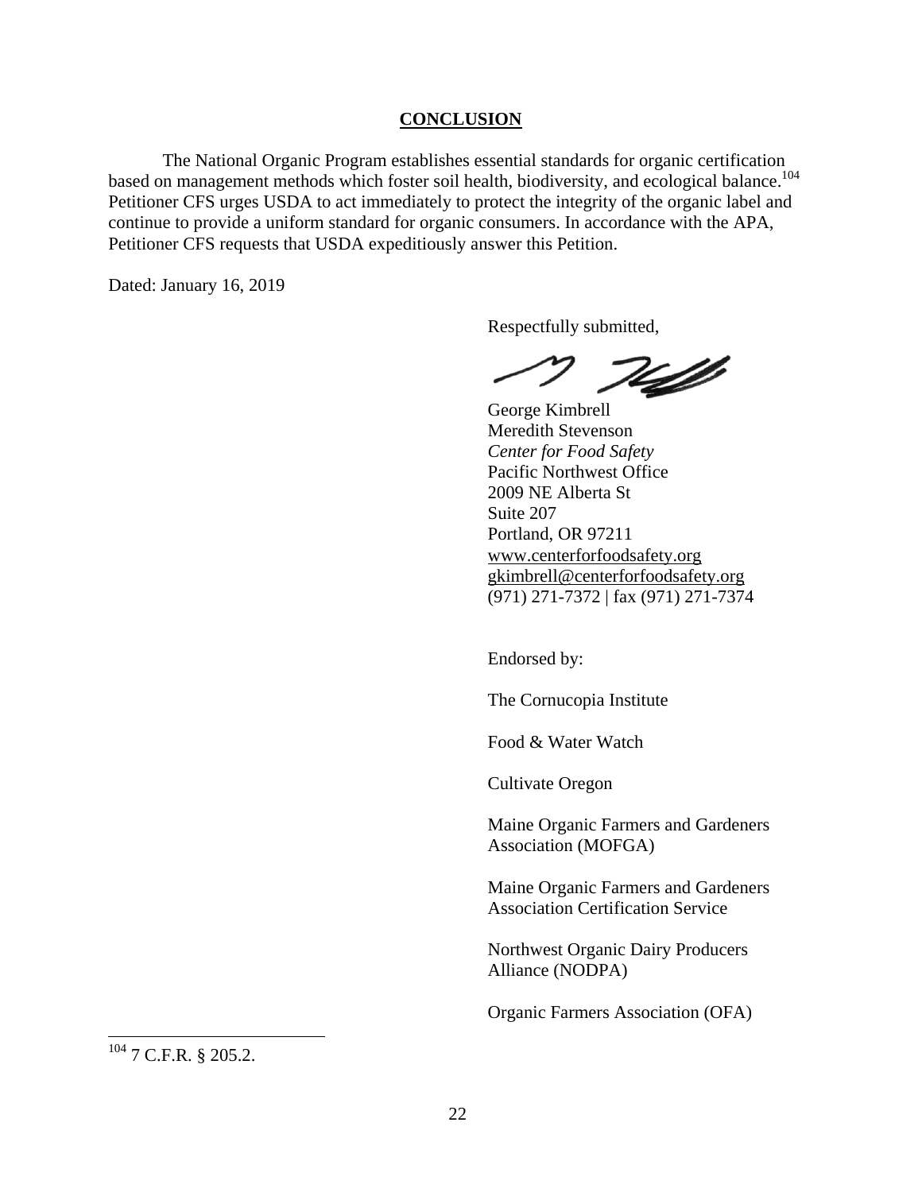## CONCLUSION

The National Organic Program establishes essential standards for organic certification based on management methods which foster soil health, biodiversity, and ecological balance.[104] Petitioner CFS urges USDA to act immediately to protect the integrity of the organic label and continue to provide a uniform standard for organic consumers. In accordance with the APA, Petitioner CFS requests that USDA expeditiously answer this Petition.

Dated: January 16, 2019

Respectfully submitted,

George Kimbrell
Meredith Stevenson
*Center for Food Safety*
Pacific Northwest Office
2009 NE Alberta St
Suite 207
Portland, OR 97211
www.centerforfoodsafety.org
gkimbrell@centerforfoodsafety.org
(971) 271-7372 | fax (971) 271-7374

Endorsed by:

The Cornucopia Institute

Food & Water Watch

Cultivate Oregon

Maine Organic Farmers and Gardeners Association (MOFGA)

Maine Organic Farmers and Gardeners Association Certification Service

Northwest Organic Dairy Producers Alliance (NODPA)

Organic Farmers Association (OFA)

---

[104] 7 C.F.R. § 205.2.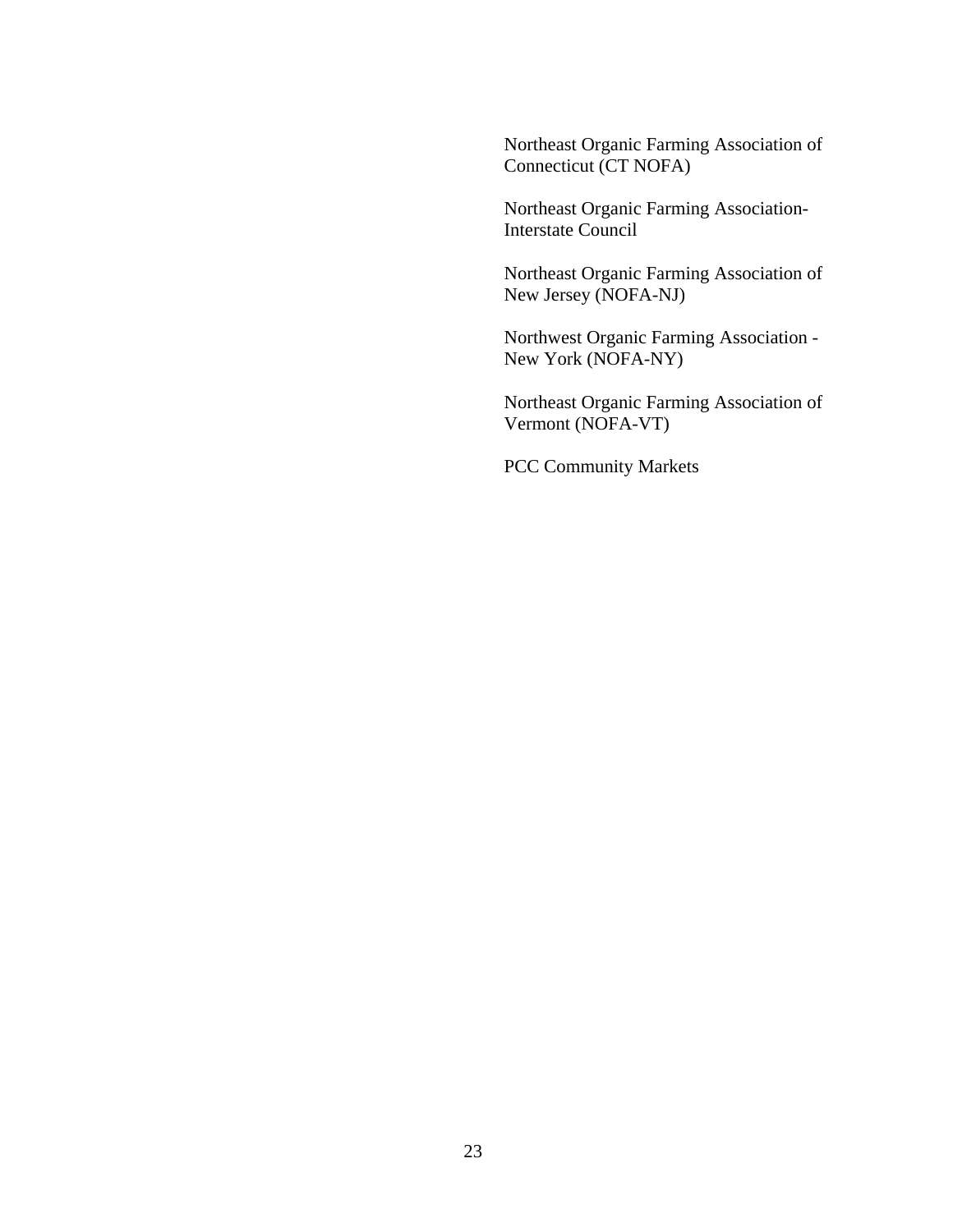Northeast Organic Farming Association of Connecticut (CT NOFA)

Northeast Organic Farming Association-Interstate Council

Northeast Organic Farming Association of New Jersey (NOFA-NJ)

Northwest Organic Farming Association - New York (NOFA-NY)

Northeast Organic Farming Association of Vermont (NOFA-VT)

PCC Community Markets